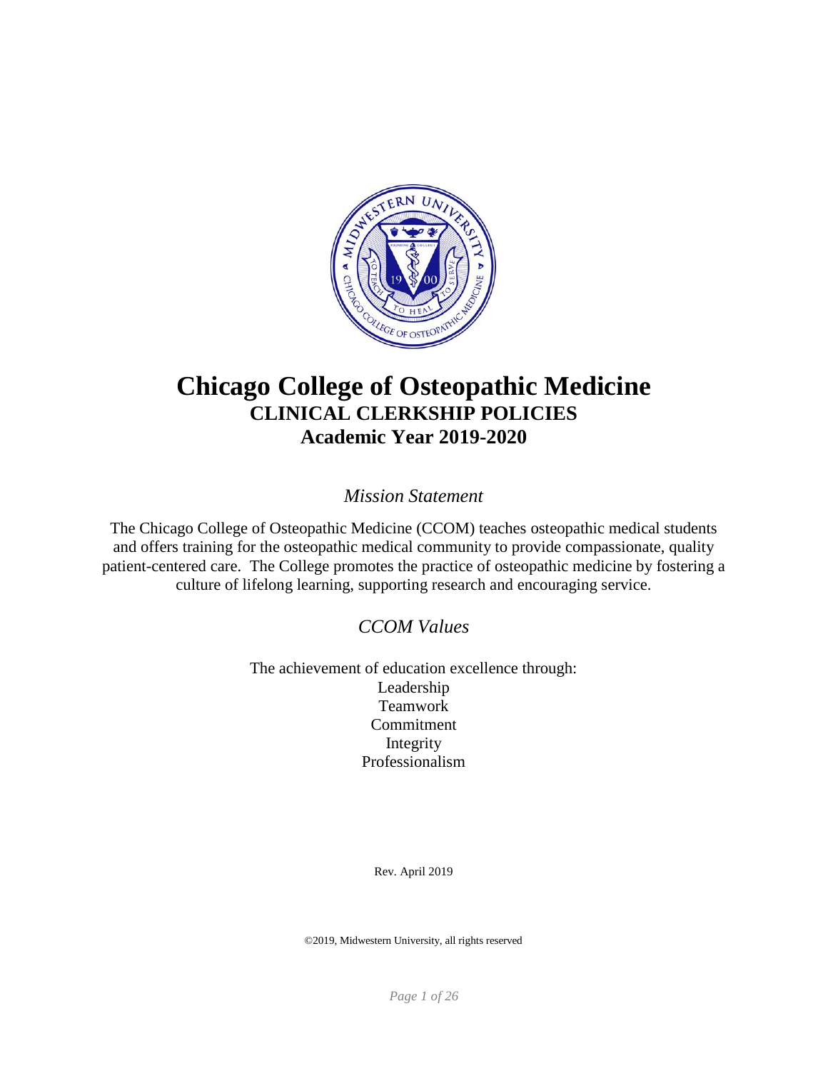# Chicago College of Osteopathic Medicine
## CLINICAL CLERKSHIP POLICIES
## Academic Year 2019-2020

*Mission Statement*

The Chicago College of Osteopathic Medicine (CCOM) teaches osteopathic medical students and offers training for the osteopathic medical community to provide compassionate, quality patient-centered care. The College promotes the practice of osteopathic medicine by fostering a culture of lifelong learning, supporting research and encouraging service.

*CCOM Values*

The achievement of education excellence through:
Leadership
Teamwork
Commitment
Integrity
Professionalism

Rev. April 2019

©2019, Midwestern University, all rights reserved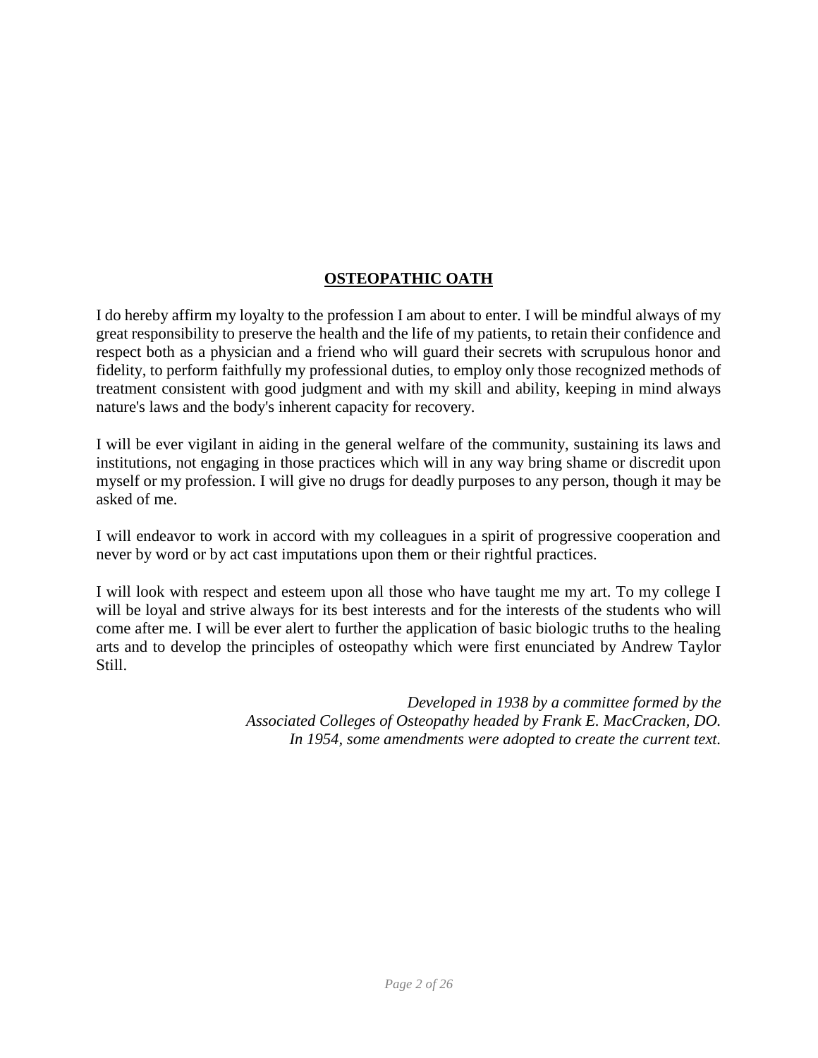# OSTEOPATHIC OATH

I do hereby affirm my loyalty to the profession I am about to enter. I will be mindful always of my great responsibility to preserve the health and the life of my patients, to retain their confidence and respect both as a physician and a friend who will guard their secrets with scrupulous honor and fidelity, to perform faithfully my professional duties, to employ only those recognized methods of treatment consistent with good judgment and with my skill and ability, keeping in mind always nature's laws and the body's inherent capacity for recovery.

I will be ever vigilant in aiding in the general welfare of the community, sustaining its laws and institutions, not engaging in those practices which will in any way bring shame or discredit upon myself or my profession. I will give no drugs for deadly purposes to any person, though it may be asked of me.

I will endeavor to work in accord with my colleagues in a spirit of progressive cooperation and never by word or by act cast imputations upon them or their rightful practices.

I will look with respect and esteem upon all those who have taught me my art. To my college I will be loyal and strive always for its best interests and for the interests of the students who will come after me. I will be ever alert to further the application of basic biologic truths to the healing arts and to develop the principles of osteopathy which were first enunciated by Andrew Taylor Still.

*Developed in 1938 by a committee formed by the Associated Colleges of Osteopathy headed by Frank E. MacCracken, DO. In 1954, some amendments were adopted to create the current text.*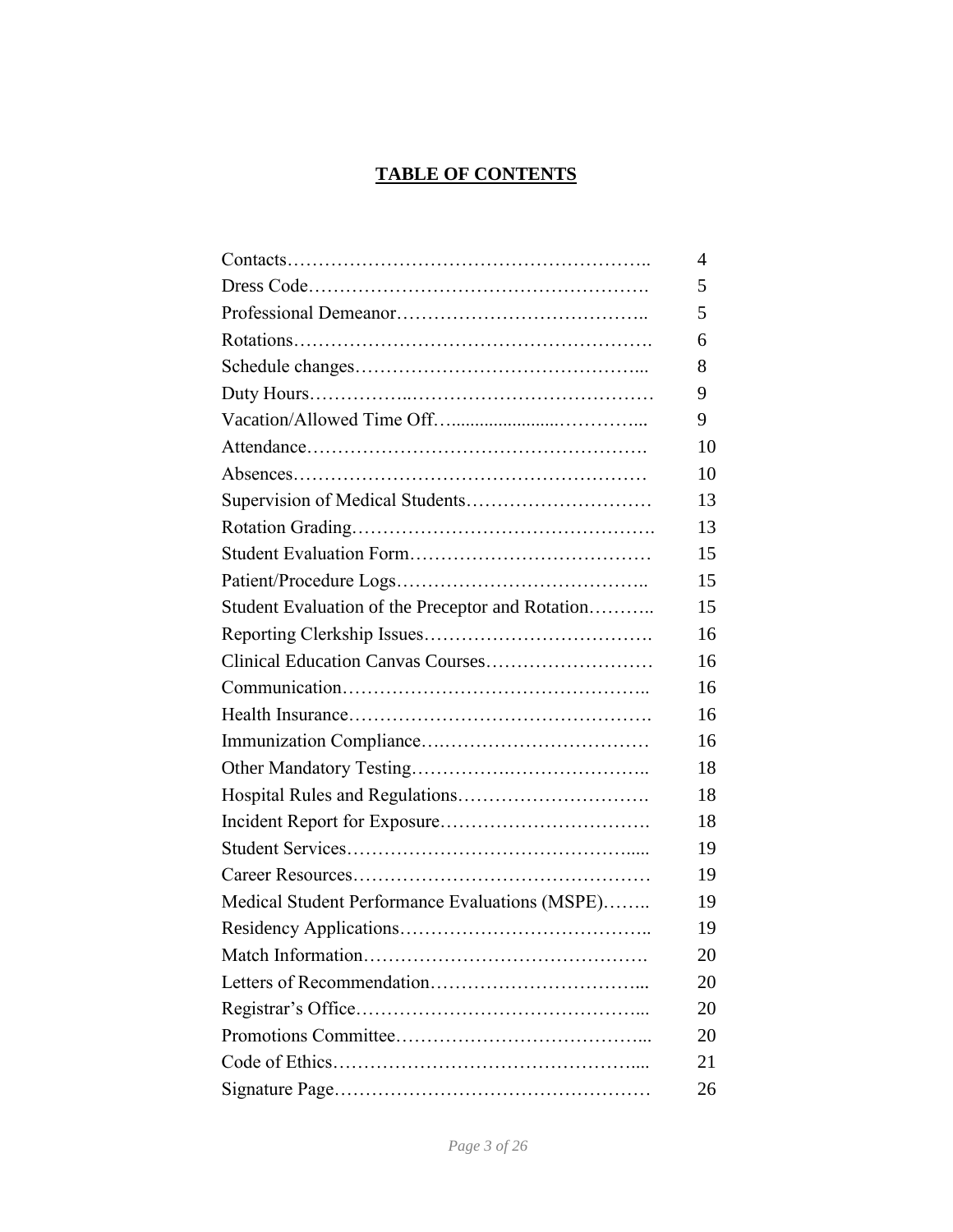# TABLE OF CONTENTS

| Section | Page |
|---|---|
| Contacts | 4 |
| Dress Code | 5 |
| Professional Demeanor | 5 |
| Rotations | 6 |
| Schedule changes | 8 |
| Duty Hours | 9 |
| Vacation/Allowed Time Off | 9 |
| Attendance | 10 |
| Absences | 10 |
| Supervision of Medical Students | 13 |
| Rotation Grading | 13 |
| Student Evaluation Form | 15 |
| Patient/Procedure Logs | 15 |
| Student Evaluation of the Preceptor and Rotation | 15 |
| Reporting Clerkship Issues | 16 |
| Clinical Education Canvas Courses | 16 |
| Communication | 16 |
| Health Insurance | 16 |
| Immunization Compliance | 16 |
| Other Mandatory Testing | 18 |
| Hospital Rules and Regulations | 18 |
| Incident Report for Exposure | 18 |
| Student Services | 19 |
| Career Resources | 19 |
| Medical Student Performance Evaluations (MSPE) | 19 |
| Residency Applications | 19 |
| Match Information | 20 |
| Letters of Recommendation | 20 |
| Registrar's Office | 20 |
| Promotions Committee | 20 |
| Code of Ethics | 21 |
| Signature Page | 26 |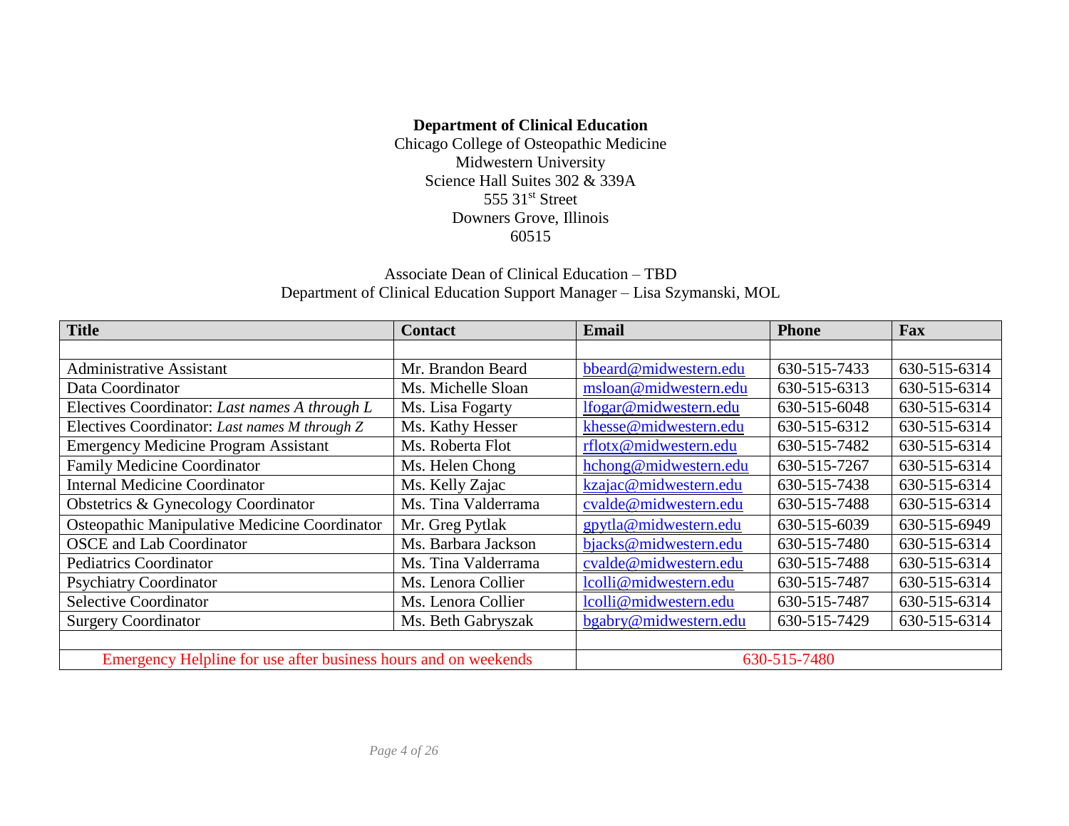**Department of Clinical Education**
Chicago College of Osteopathic Medicine
Midwestern University
Science Hall Suites 302 & 339A
555 31st Street
Downers Grove, Illinois
60515

Associate Dean of Clinical Education – TBD
Department of Clinical Education Support Manager – Lisa Szymanski, MOL

| Title | Contact | Email | Phone | Fax |
|---|---|---|---|---|
| | | | | |
| Administrative Assistant | Mr. Brandon Beard | bbeard@midwestern.edu | 630-515-7433 | 630-515-6314 |
| Data Coordinator | Ms. Michelle Sloan | msloan@midwestern.edu | 630-515-6313 | 630-515-6314 |
| Electives Coordinator: *Last names A through L* | Ms. Lisa Fogarty | lfogar@midwestern.edu | 630-515-6048 | 630-515-6314 |
| Electives Coordinator: *Last names M through Z* | Ms. Kathy Hesser | khesse@midwestern.edu | 630-515-6312 | 630-515-6314 |
| Emergency Medicine Program Assistant | Ms. Roberta Flot | rflotx@midwestern.edu | 630-515-7482 | 630-515-6314 |
| Family Medicine Coordinator | Ms. Helen Chong | hchong@midwestern.edu | 630-515-7267 | 630-515-6314 |
| Internal Medicine Coordinator | Ms. Kelly Zajac | kzajac@midwestern.edu | 630-515-7438 | 630-515-6314 |
| Obstetrics & Gynecology Coordinator | Ms. Tina Valderrama | cvalde@midwestern.edu | 630-515-7488 | 630-515-6314 |
| Osteopathic Manipulative Medicine Coordinator | Mr. Greg Pytlak | gpytla@midwestern.edu | 630-515-6039 | 630-515-6949 |
| OSCE and Lab Coordinator | Ms. Barbara Jackson | bjacks@midwestern.edu | 630-515-7480 | 630-515-6314 |
| Pediatrics Coordinator | Ms. Tina Valderrama | cvalde@midwestern.edu | 630-515-7488 | 630-515-6314 |
| Psychiatry Coordinator | Ms. Lenora Collier | lcolli@midwestern.edu | 630-515-7487 | 630-515-6314 |
| Selective Coordinator | Ms. Lenora Collier | lcolli@midwestern.edu | 630-515-7487 | 630-515-6314 |
| Surgery Coordinator | Ms. Beth Gabryszak | bgabry@midwestern.edu | 630-515-7429 | 630-515-6314 |
| | | | | |
| Emergency Helpline for use after business hours and on weekends | | 630-515-7480 | | |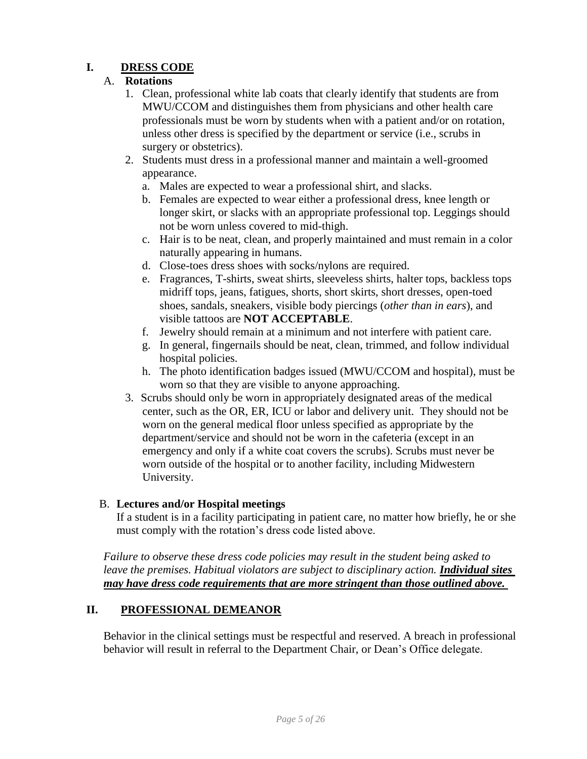# I. <u>DRESS CODE</u>

## A. **Rotations**

1. Clean, professional white lab coats that clearly identify that students are from MWU/CCOM and distinguishes them from physicians and other health care professionals must be worn by students when with a patient and/or on rotation, unless other dress is specified by the department or service (i.e., scrubs in surgery or obstetrics).
2. Students must dress in a professional manner and maintain a well-groomed appearance.
   a. Males are expected to wear a professional shirt, and slacks.
   b. Females are expected to wear either a professional dress, knee length or longer skirt, or slacks with an appropriate professional top. Leggings should not be worn unless covered to mid-thigh.
   c. Hair is to be neat, clean, and properly maintained and must remain in a color naturally appearing in humans.
   d. Close-toes dress shoes with socks/nylons are required.
   e. Fragrances, T-shirts, sweat shirts, sleeveless shirts, halter tops, backless tops midriff tops, jeans, fatigues, shorts, short skirts, short dresses, open-toed shoes, sandals, sneakers, visible body piercings (*other than in ears*), and visible tattoos are **NOT ACCEPTABLE**.
   f. Jewelry should remain at a minimum and not interfere with patient care.
   g. In general, fingernails should be neat, clean, trimmed, and follow individual hospital policies.
   h. The photo identification badges issued (MWU/CCOM and hospital), must be worn so that they are visible to anyone approaching.
3. Scrubs should only be worn in appropriately designated areas of the medical center, such as the OR, ER, ICU or labor and delivery unit. They should not be worn on the general medical floor unless specified as appropriate by the department/service and should not be worn in the cafeteria (except in an emergency and only if a white coat covers the scrubs). Scrubs must never be worn outside of the hospital or to another facility, including Midwestern University.

## B. **Lectures and/or Hospital meetings**

If a student is in a facility participating in patient care, no matter how briefly, he or she must comply with the rotation's dress code listed above.

*Failure to observe these dress code policies may result in the student being asked to leave the premises. Habitual violators are subject to disciplinary action.* ***<u>Individual sites may have dress code requirements that are more stringent than those outlined above.</u>***

# II. <u>PROFESSIONAL DEMEANOR</u>

Behavior in the clinical settings must be respectful and reserved. A breach in professional behavior will result in referral to the Department Chair, or Dean's Office delegate.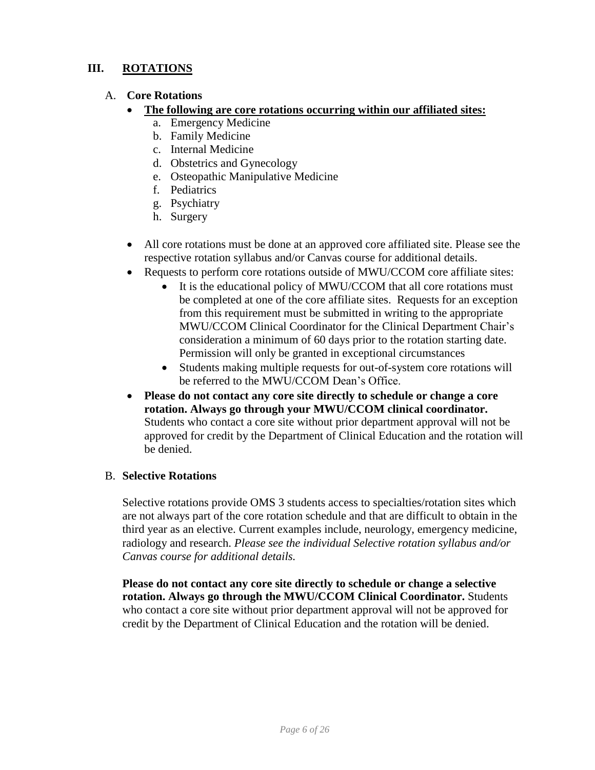# III. ROTATIONS

## A. Core Rotations

- **The following are core rotations occurring within our affiliated sites:**
  a. Emergency Medicine
  b. Family Medicine
  c. Internal Medicine
  d. Obstetrics and Gynecology
  e. Osteopathic Manipulative Medicine
  f. Pediatrics
  g. Psychiatry
  h. Surgery

- All core rotations must be done at an approved core affiliated site. Please see the respective rotation syllabus and/or Canvas course for additional details.
- Requests to perform core rotations outside of MWU/CCOM core affiliate sites:
  - It is the educational policy of MWU/CCOM that all core rotations must be completed at one of the core affiliate sites. Requests for an exception from this requirement must be submitted in writing to the appropriate MWU/CCOM Clinical Coordinator for the Clinical Department Chair's consideration a minimum of 60 days prior to the rotation starting date. Permission will only be granted in exceptional circumstances
  - Students making multiple requests for out-of-system core rotations will be referred to the MWU/CCOM Dean's Office.
- **Please do not contact any core site directly to schedule or change a core rotation. Always go through your MWU/CCOM clinical coordinator.** Students who contact a core site without prior department approval will not be approved for credit by the Department of Clinical Education and the rotation will be denied.

## B. Selective Rotations

Selective rotations provide OMS 3 students access to specialties/rotation sites which are not always part of the core rotation schedule and that are difficult to obtain in the third year as an elective. Current examples include, neurology, emergency medicine, radiology and research. *Please see the individual Selective rotation syllabus and/or Canvas course for additional details.*

**Please do not contact any core site directly to schedule or change a selective rotation. Always go through the MWU/CCOM Clinical Coordinator.** Students who contact a core site without prior department approval will not be approved for credit by the Department of Clinical Education and the rotation will be denied.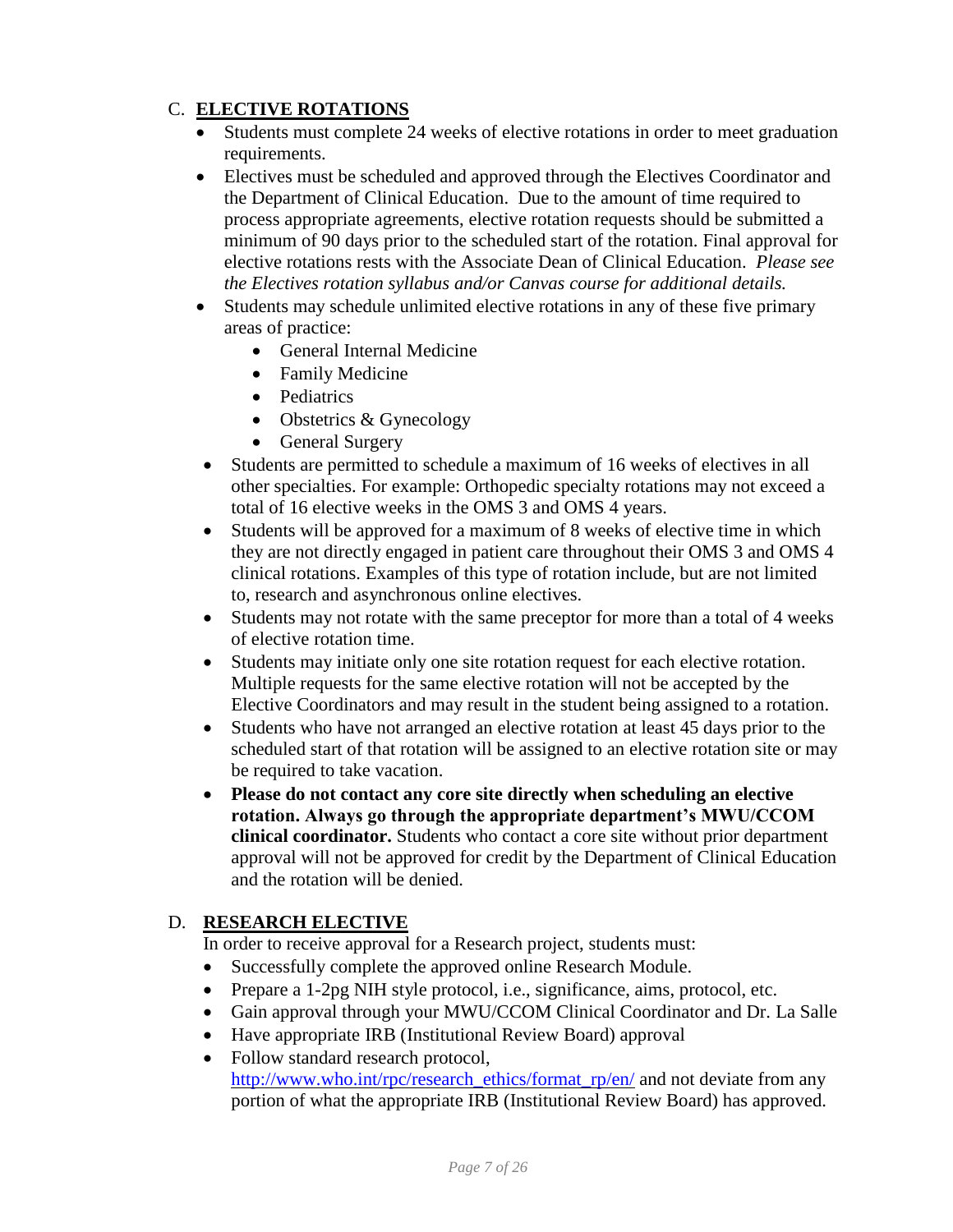## C. ELECTIVE ROTATIONS

- Students must complete 24 weeks of elective rotations in order to meet graduation requirements.
- Electives must be scheduled and approved through the Electives Coordinator and the Department of Clinical Education. Due to the amount of time required to process appropriate agreements, elective rotation requests should be submitted a minimum of 90 days prior to the scheduled start of the rotation. Final approval for elective rotations rests with the Associate Dean of Clinical Education. *Please see the Electives rotation syllabus and/or Canvas course for additional details.*
- Students may schedule unlimited elective rotations in any of these five primary areas of practice:
  - General Internal Medicine
  - Family Medicine
  - Pediatrics
  - Obstetrics & Gynecology
  - General Surgery
- Students are permitted to schedule a maximum of 16 weeks of electives in all other specialties. For example: Orthopedic specialty rotations may not exceed a total of 16 elective weeks in the OMS 3 and OMS 4 years.
- Students will be approved for a maximum of 8 weeks of elective time in which they are not directly engaged in patient care throughout their OMS 3 and OMS 4 clinical rotations. Examples of this type of rotation include, but are not limited to, research and asynchronous online electives.
- Students may not rotate with the same preceptor for more than a total of 4 weeks of elective rotation time.
- Students may initiate only one site rotation request for each elective rotation. Multiple requests for the same elective rotation will not be accepted by the Elective Coordinators and may result in the student being assigned to a rotation.
- Students who have not arranged an elective rotation at least 45 days prior to the scheduled start of that rotation will be assigned to an elective rotation site or may be required to take vacation.
- **Please do not contact any core site directly when scheduling an elective rotation. Always go through the appropriate department's MWU/CCOM clinical coordinator.** Students who contact a core site without prior department approval will not be approved for credit by the Department of Clinical Education and the rotation will be denied.

## D. RESEARCH ELECTIVE

In order to receive approval for a Research project, students must:

- Successfully complete the approved online Research Module.
- Prepare a 1-2pg NIH style protocol, i.e., significance, aims, protocol, etc.
- Gain approval through your MWU/CCOM Clinical Coordinator and Dr. La Salle
- Have appropriate IRB (Institutional Review Board) approval
- Follow standard research protocol, http://www.who.int/rpc/research_ethics/format_rp/en/ and not deviate from any portion of what the appropriate IRB (Institutional Review Board) has approved.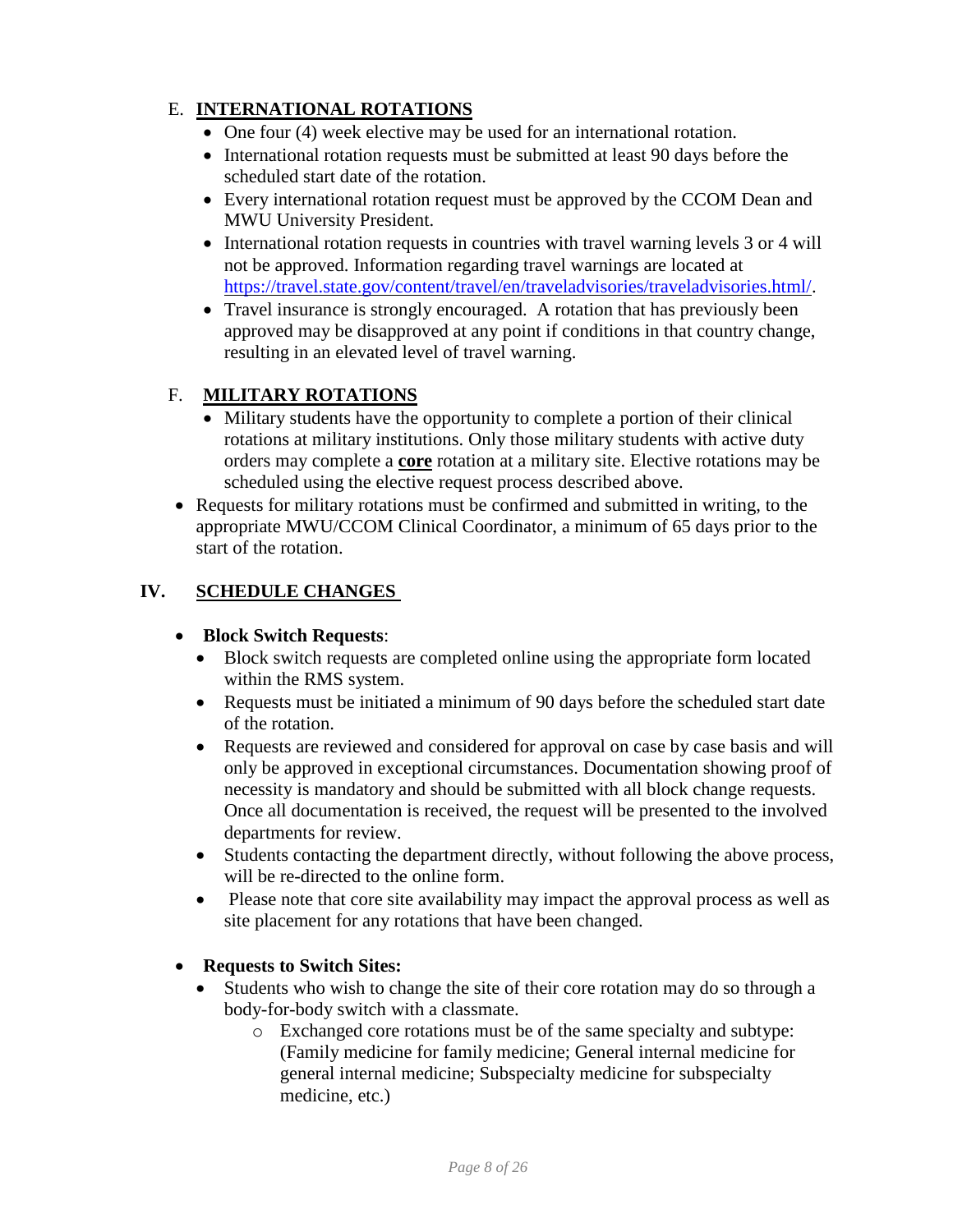### E. **INTERNATIONAL ROTATIONS**

- One four (4) week elective may be used for an international rotation.
- International rotation requests must be submitted at least 90 days before the scheduled start date of the rotation.
- Every international rotation request must be approved by the CCOM Dean and MWU University President.
- International rotation requests in countries with travel warning levels 3 or 4 will not be approved. Information regarding travel warnings are located at https://travel.state.gov/content/travel/en/traveladvisories/traveladvisories.html/.
- Travel insurance is strongly encouraged. A rotation that has previously been approved may be disapproved at any point if conditions in that country change, resulting in an elevated level of travel warning.

### F. **MILITARY ROTATIONS**

- Military students have the opportunity to complete a portion of their clinical rotations at military institutions. Only those military students with active duty orders may complete a **core** rotation at a military site. Elective rotations may be scheduled using the elective request process described above.
- Requests for military rotations must be confirmed and submitted in writing, to the appropriate MWU/CCOM Clinical Coordinator, a minimum of 65 days prior to the start of the rotation.

## IV. SCHEDULE CHANGES

- **Block Switch Requests**:
  - Block switch requests are completed online using the appropriate form located within the RMS system.
  - Requests must be initiated a minimum of 90 days before the scheduled start date of the rotation.
  - Requests are reviewed and considered for approval on case by case basis and will only be approved in exceptional circumstances. Documentation showing proof of necessity is mandatory and should be submitted with all block change requests. Once all documentation is received, the request will be presented to the involved departments for review.
  - Students contacting the department directly, without following the above process, will be re-directed to the online form.
  - Please note that core site availability may impact the approval process as well as site placement for any rotations that have been changed.

- **Requests to Switch Sites:**
  - Students who wish to change the site of their core rotation may do so through a body-for-body switch with a classmate.
    - Exchanged core rotations must be of the same specialty and subtype: (Family medicine for family medicine; General internal medicine for general internal medicine; Subspecialty medicine for subspecialty medicine, etc.)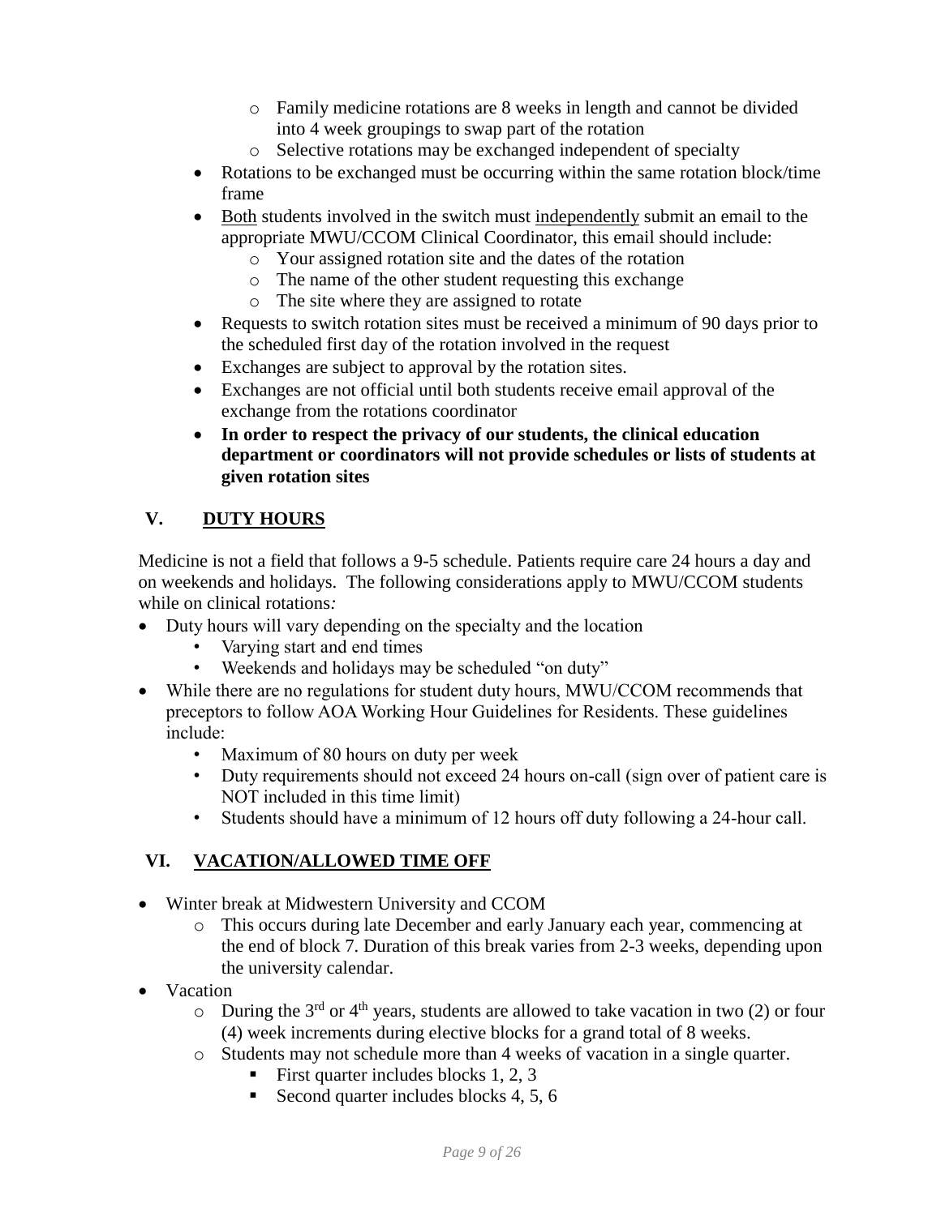- Family medicine rotations are 8 weeks in length and cannot be divided into 4 week groupings to swap part of the rotation
    - Selective rotations may be exchanged independent of specialty
- Rotations to be exchanged must be occurring within the same rotation block/time frame
- <u>Both</u> students involved in the switch must <u>independently</u> submit an email to the appropriate MWU/CCOM Clinical Coordinator, this email should include:
    - Your assigned rotation site and the dates of the rotation
    - The name of the other student requesting this exchange
    - The site where they are assigned to rotate
- Requests to switch rotation sites must be received a minimum of 90 days prior to the scheduled first day of the rotation involved in the request
- Exchanges are subject to approval by the rotation sites.
- Exchanges are not official until both students receive email approval of the exchange from the rotations coordinator
- **In order to respect the privacy of our students, the clinical education department or coordinators will not provide schedules or lists of students at given rotation sites**

## V. <u>DUTY HOURS</u>

Medicine is not a field that follows a 9-5 schedule. Patients require care 24 hours a day and on weekends and holidays. The following considerations apply to MWU/CCOM students while on clinical rotations*:*

- Duty hours will vary depending on the specialty and the location
    - Varying start and end times
    - Weekends and holidays may be scheduled "on duty"
- While there are no regulations for student duty hours, MWU/CCOM recommends that preceptors to follow AOA Working Hour Guidelines for Residents. These guidelines include:
    - Maximum of 80 hours on duty per week
    - Duty requirements should not exceed 24 hours on-call (sign over of patient care is NOT included in this time limit)
    - Students should have a minimum of 12 hours off duty following a 24-hour call.

## VI. <u>VACATION/ALLOWED TIME OFF</u>

- Winter break at Midwestern University and CCOM
    - This occurs during late December and early January each year, commencing at the end of block 7. Duration of this break varies from 2-3 weeks, depending upon the university calendar.
- Vacation
    - During the 3rd or 4th years, students are allowed to take vacation in two (2) or four (4) week increments during elective blocks for a grand total of 8 weeks.
    - Students may not schedule more than 4 weeks of vacation in a single quarter.
        - First quarter includes blocks 1, 2, 3
        - Second quarter includes blocks 4, 5, 6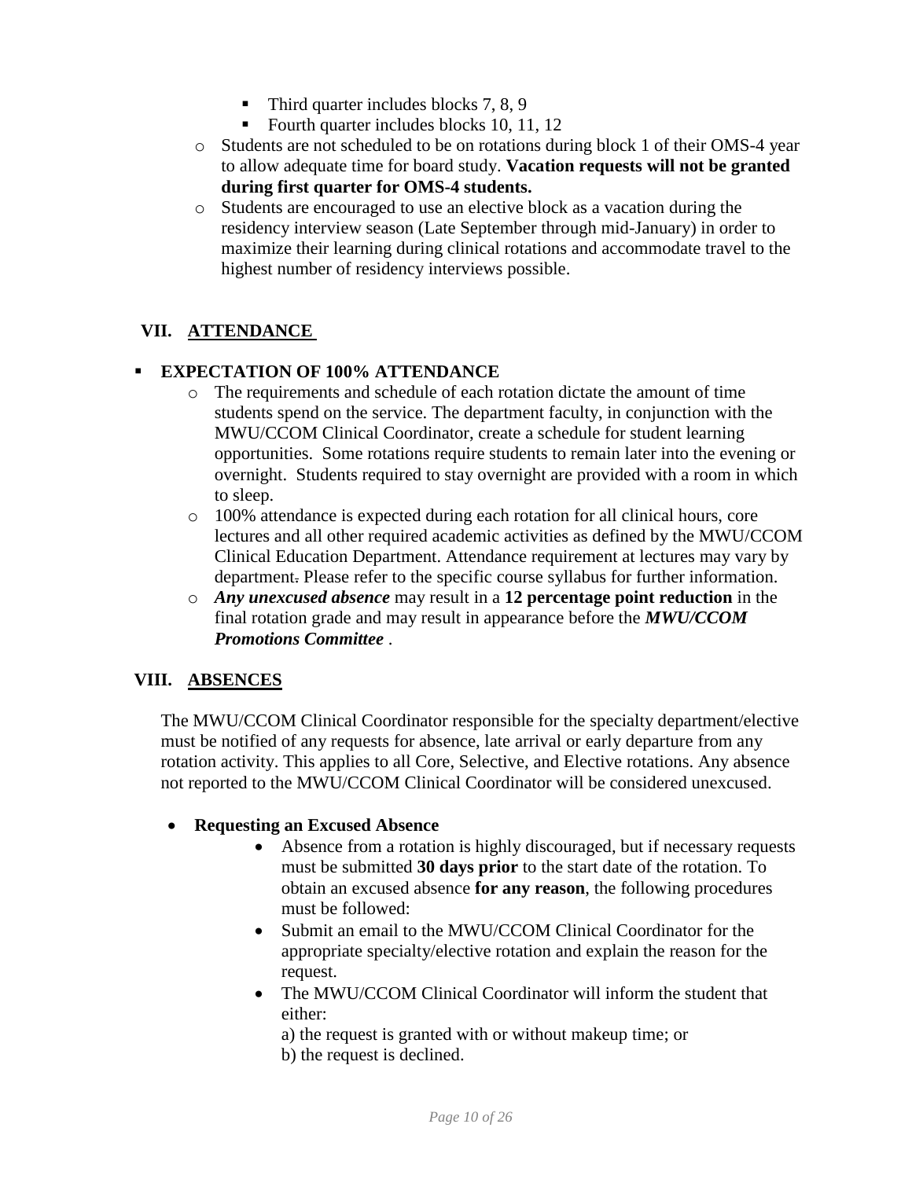- Third quarter includes blocks 7, 8, 9
- Fourth quarter includes blocks 10, 11, 12

- Students are not scheduled to be on rotations during block 1 of their OMS-4 year to allow adequate time for board study. **Vacation requests will not be granted during first quarter for OMS-4 students.**
- Students are encouraged to use an elective block as a vacation during the residency interview season (Late September through mid-January) in order to maximize their learning during clinical rotations and accommodate travel to the highest number of residency interviews possible.

## VII. ATTENDANCE

- **EXPECTATION OF 100% ATTENDANCE**
  - The requirements and schedule of each rotation dictate the amount of time students spend on the service. The department faculty, in conjunction with the MWU/CCOM Clinical Coordinator, create a schedule for student learning opportunities. Some rotations require students to remain later into the evening or overnight. Students required to stay overnight are provided with a room in which to sleep.
  - 100% attendance is expected during each rotation for all clinical hours, core lectures and all other required academic activities as defined by the MWU/CCOM Clinical Education Department. Attendance requirement at lectures may vary by department. Please refer to the specific course syllabus for further information.
  - ***Any unexcused absence*** may result in a **12 percentage point reduction** in the final rotation grade and may result in appearance before the ***MWU/CCOM Promotions Committee*** .

## VIII. ABSENCES

The MWU/CCOM Clinical Coordinator responsible for the specialty department/elective must be notified of any requests for absence, late arrival or early departure from any rotation activity. This applies to all Core, Selective, and Elective rotations. Any absence not reported to the MWU/CCOM Clinical Coordinator will be considered unexcused.

- **Requesting an Excused Absence**
  - Absence from a rotation is highly discouraged, but if necessary requests must be submitted **30 days prior** to the start date of the rotation. To obtain an excused absence **for any reason**, the following procedures must be followed:
  - Submit an email to the MWU/CCOM Clinical Coordinator for the appropriate specialty/elective rotation and explain the reason for the request.
  - The MWU/CCOM Clinical Coordinator will inform the student that either:

    a) the request is granted with or without makeup time; or

    b) the request is declined.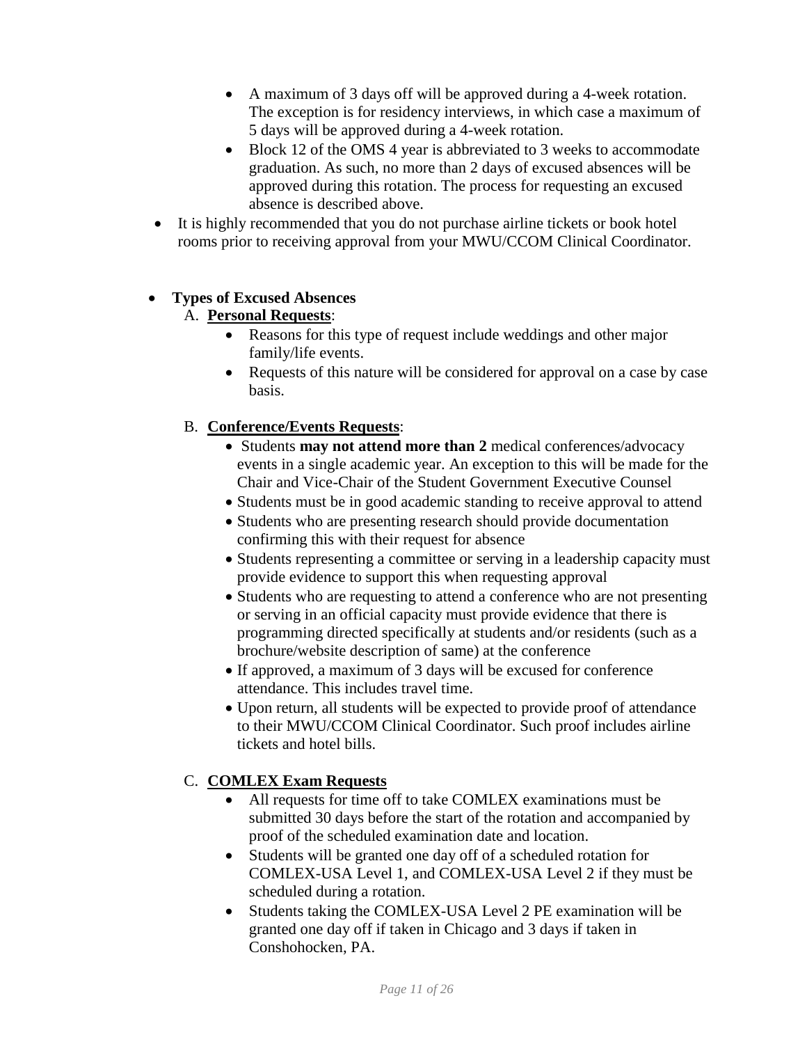- A maximum of 3 days off will be approved during a 4-week rotation. The exception is for residency interviews, in which case a maximum of 5 days will be approved during a 4-week rotation.
- Block 12 of the OMS 4 year is abbreviated to 3 weeks to accommodate graduation. As such, no more than 2 days of excused absences will be approved during this rotation. The process for requesting an excused absence is described above.

- It is highly recommended that you do not purchase airline tickets or book hotel rooms prior to receiving approval from your MWU/CCOM Clinical Coordinator.

- **Types of Excused Absences**

  A. **Personal Requests**:
    - Reasons for this type of request include weddings and other major family/life events.
    - Requests of this nature will be considered for approval on a case by case basis.

  B. **Conference/Events Requests**:
    - Students **may not attend more than 2** medical conferences/advocacy events in a single academic year. An exception to this will be made for the Chair and Vice-Chair of the Student Government Executive Counsel
    - Students must be in good academic standing to receive approval to attend
    - Students who are presenting research should provide documentation confirming this with their request for absence
    - Students representing a committee or serving in a leadership capacity must provide evidence to support this when requesting approval
    - Students who are requesting to attend a conference who are not presenting or serving in an official capacity must provide evidence that there is programming directed specifically at students and/or residents (such as a brochure/website description of same) at the conference
    - If approved, a maximum of 3 days will be excused for conference attendance. This includes travel time.
    - Upon return, all students will be expected to provide proof of attendance to their MWU/CCOM Clinical Coordinator. Such proof includes airline tickets and hotel bills.

  C. **COMLEX Exam Requests**
    - All requests for time off to take COMLEX examinations must be submitted 30 days before the start of the rotation and accompanied by proof of the scheduled examination date and location.
    - Students will be granted one day off of a scheduled rotation for COMLEX-USA Level 1, and COMLEX-USA Level 2 if they must be scheduled during a rotation.
    - Students taking the COMLEX-USA Level 2 PE examination will be granted one day off if taken in Chicago and 3 days if taken in Conshohocken, PA.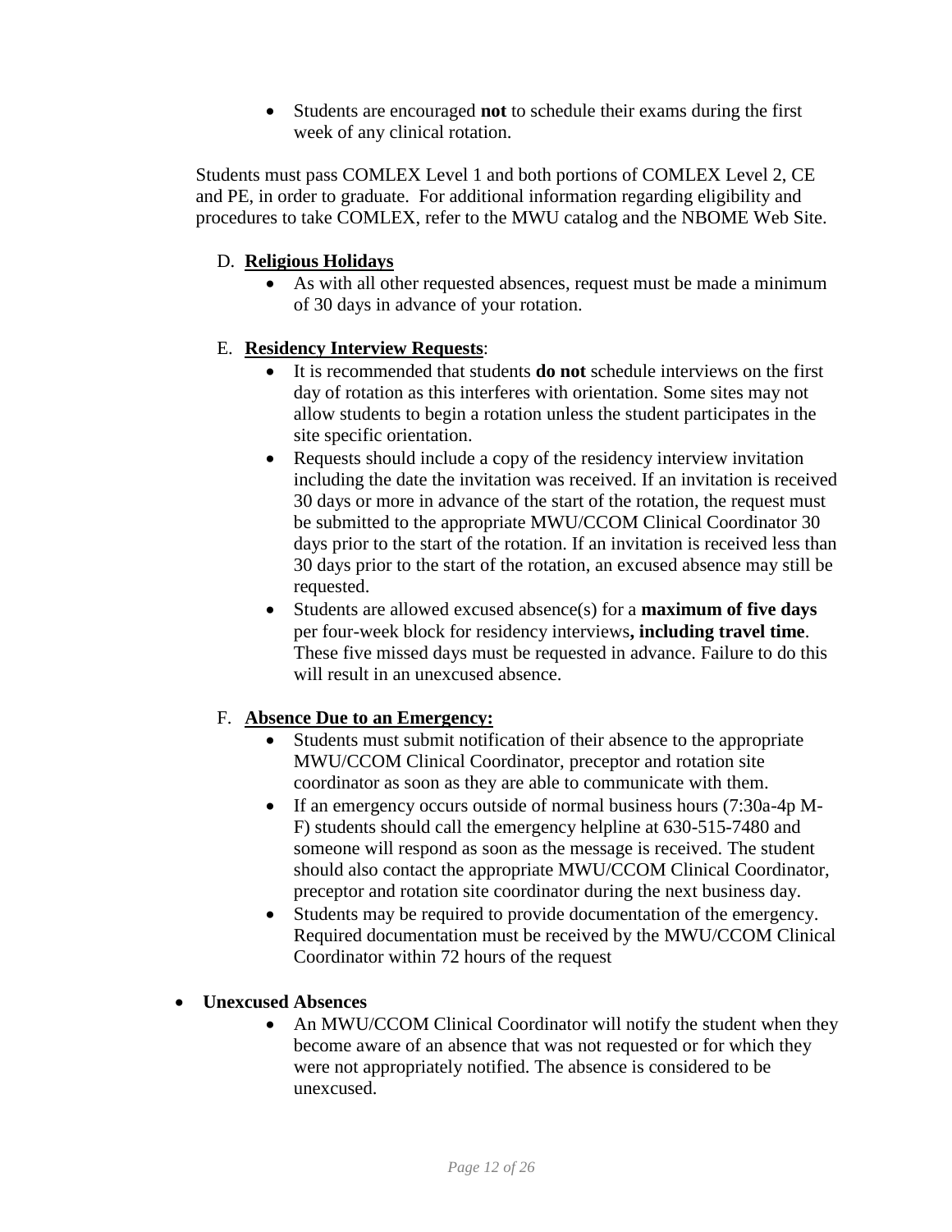- Students are encouraged **not** to schedule their exams during the first week of any clinical rotation.

Students must pass COMLEX Level 1 and both portions of COMLEX Level 2, CE and PE, in order to graduate. For additional information regarding eligibility and procedures to take COMLEX, refer to the MWU catalog and the NBOME Web Site.

D. **Religious Holidays**
   - As with all other requested absences, request must be made a minimum of 30 days in advance of your rotation.

E. **Residency Interview Requests**:
   - It is recommended that students **do not** schedule interviews on the first day of rotation as this interferes with orientation. Some sites may not allow students to begin a rotation unless the student participates in the site specific orientation.
   - Requests should include a copy of the residency interview invitation including the date the invitation was received. If an invitation is received 30 days or more in advance of the start of the rotation, the request must be submitted to the appropriate MWU/CCOM Clinical Coordinator 30 days prior to the start of the rotation. If an invitation is received less than 30 days prior to the start of the rotation, an excused absence may still be requested.
   - Students are allowed excused absence(s) for a **maximum of five days** per four-week block for residency interviews**, including travel time**. These five missed days must be requested in advance. Failure to do this will result in an unexcused absence.

F. **Absence Due to an Emergency:**
   - Students must submit notification of their absence to the appropriate MWU/CCOM Clinical Coordinator, preceptor and rotation site coordinator as soon as they are able to communicate with them.
   - If an emergency occurs outside of normal business hours (7:30a-4p M-F) students should call the emergency helpline at 630-515-7480 and someone will respond as soon as the message is received. The student should also contact the appropriate MWU/CCOM Clinical Coordinator, preceptor and rotation site coordinator during the next business day.
   - Students may be required to provide documentation of the emergency. Required documentation must be received by the MWU/CCOM Clinical Coordinator within 72 hours of the request

- **Unexcused Absences**
  - An MWU/CCOM Clinical Coordinator will notify the student when they become aware of an absence that was not requested or for which they were not appropriately notified. The absence is considered to be unexcused.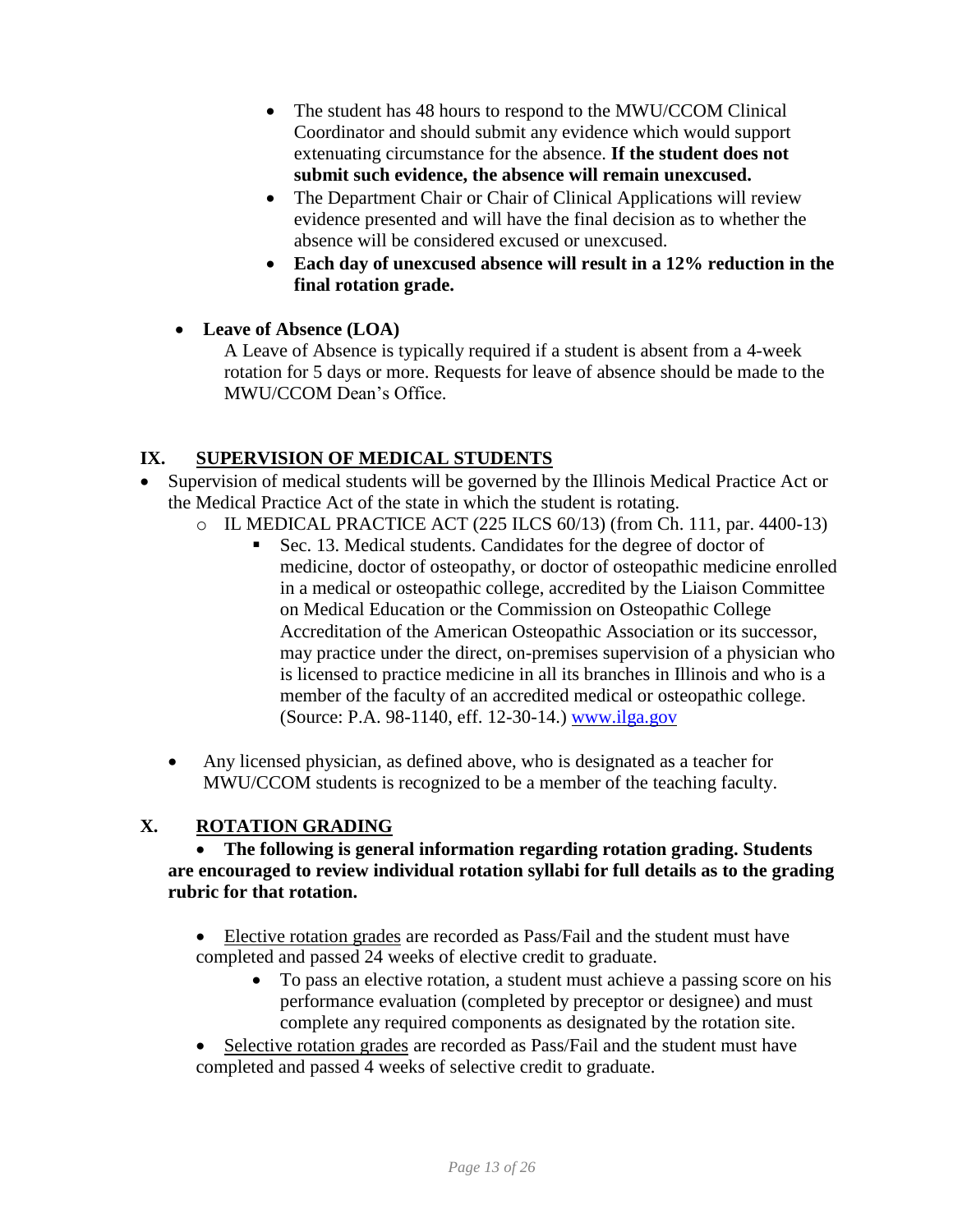- The student has 48 hours to respond to the MWU/CCOM Clinical Coordinator and should submit any evidence which would support extenuating circumstance for the absence. **If the student does not submit such evidence, the absence will remain unexcused.**
- The Department Chair or Chair of Clinical Applications will review evidence presented and will have the final decision as to whether the absence will be considered excused or unexcused.
- **Each day of unexcused absence will result in a 12% reduction in the final rotation grade.**

- **Leave of Absence (LOA)**

  A Leave of Absence is typically required if a student is absent from a 4-week rotation for 5 days or more. Requests for leave of absence should be made to the MWU/CCOM Dean's Office.

## IX. SUPERVISION OF MEDICAL STUDENTS

- Supervision of medical students will be governed by the Illinois Medical Practice Act or the Medical Practice Act of the state in which the student is rotating.
  - IL MEDICAL PRACTICE ACT (225 ILCS 60/13) (from Ch. 111, par. 4400-13)
    - Sec. 13. Medical students. Candidates for the degree of doctor of medicine, doctor of osteopathy, or doctor of osteopathic medicine enrolled in a medical or osteopathic college, accredited by the Liaison Committee on Medical Education or the Commission on Osteopathic College Accreditation of the American Osteopathic Association or its successor, may practice under the direct, on-premises supervision of a physician who is licensed to practice medicine in all its branches in Illinois and who is a member of the faculty of an accredited medical or osteopathic college. (Source: P.A. 98-1140, eff. 12-30-14.) www.ilga.gov

- Any licensed physician, as defined above, who is designated as a teacher for MWU/CCOM students is recognized to be a member of the teaching faculty.

## X. ROTATION GRADING

- **The following is general information regarding rotation grading. Students are encouraged to review individual rotation syllabi for full details as to the grading rubric for that rotation.**

- Elective rotation grades are recorded as Pass/Fail and the student must have completed and passed 24 weeks of elective credit to graduate.
  - To pass an elective rotation, a student must achieve a passing score on his performance evaluation (completed by preceptor or designee) and must complete any required components as designated by the rotation site.
- Selective rotation grades are recorded as Pass/Fail and the student must have completed and passed 4 weeks of selective credit to graduate.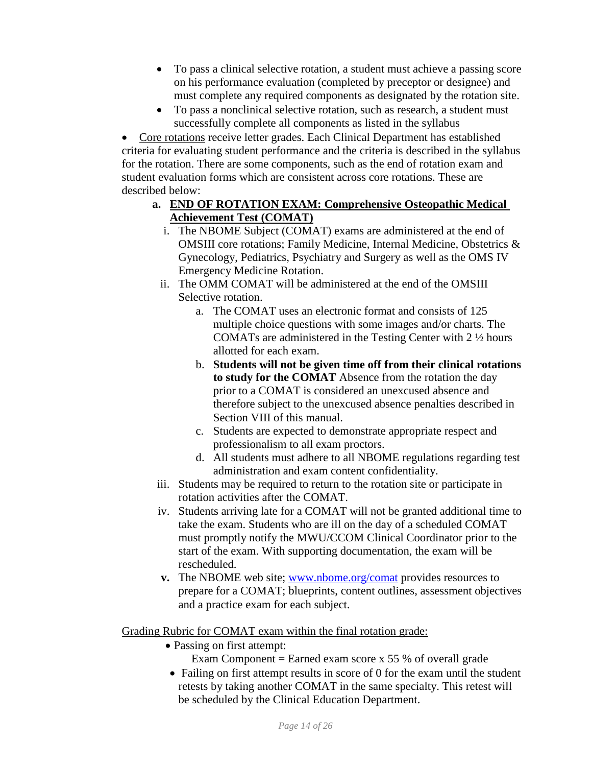- To pass a clinical selective rotation, a student must achieve a passing score on his performance evaluation (completed by preceptor or designee) and must complete any required components as designated by the rotation site.
- To pass a nonclinical selective rotation, such as research, a student must successfully complete all components as listed in the syllabus

- Core rotations receive letter grades. Each Clinical Department has established criteria for evaluating student performance and the criteria is described in the syllabus for the rotation. There are some components, such as the end of rotation exam and student evaluation forms which are consistent across core rotations. These are described below:

**a. END OF ROTATION EXAM: Comprehensive Osteopathic Medical Achievement Test (COMAT)**

i. The NBOME Subject (COMAT) exams are administered at the end of OMSIII core rotations; Family Medicine, Internal Medicine, Obstetrics & Gynecology, Pediatrics, Psychiatry and Surgery as well as the OMS IV Emergency Medicine Rotation.

ii. The OMM COMAT will be administered at the end of the OMSIII Selective rotation.

   a. The COMAT uses an electronic format and consists of 125 multiple choice questions with some images and/or charts. The COMATs are administered in the Testing Center with 2 ½ hours allotted for each exam.

   b. **Students will not be given time off from their clinical rotations to study for the COMAT** Absence from the rotation the day prior to a COMAT is considered an unexcused absence and therefore subject to the unexcused absence penalties described in Section VIII of this manual.

   c. Students are expected to demonstrate appropriate respect and professionalism to all exam proctors.

   d. All students must adhere to all NBOME regulations regarding test administration and exam content confidentiality.

iii. Students may be required to return to the rotation site or participate in rotation activities after the COMAT.

iv. Students arriving late for a COMAT will not be granted additional time to take the exam. Students who are ill on the day of a scheduled COMAT must promptly notify the MWU/CCOM Clinical Coordinator prior to the start of the exam. With supporting documentation, the exam will be rescheduled.

**v.** The NBOME web site; [www.nbome.org/comat](http://www.nbome.org/comat) provides resources to prepare for a COMAT; blueprints, content outlines, assessment objectives and a practice exam for each subject.

Grading Rubric for COMAT exam within the final rotation grade:

- Passing on first attempt:
  Exam Component = Earned exam score x 55 % of overall grade
- Failing on first attempt results in score of 0 for the exam until the student retests by taking another COMAT in the same specialty. This retest will be scheduled by the Clinical Education Department.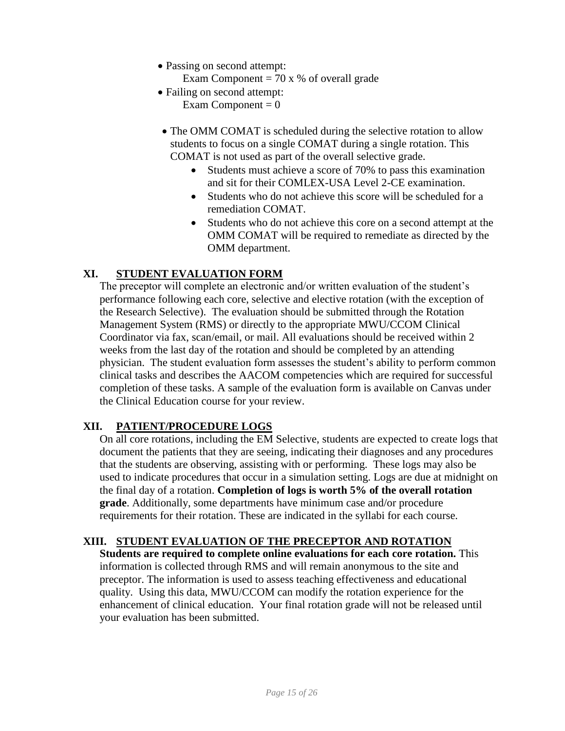- Passing on second attempt:
  Exam Component = 70 x % of overall grade
- Failing on second attempt:
  Exam Component = 0

- The OMM COMAT is scheduled during the selective rotation to allow students to focus on a single COMAT during a single rotation. This COMAT is not used as part of the overall selective grade.
  - Students must achieve a score of 70% to pass this examination and sit for their COMLEX-USA Level 2-CE examination.
  - Students who do not achieve this score will be scheduled for a remediation COMAT.
  - Students who do not achieve this core on a second attempt at the OMM COMAT will be required to remediate as directed by the OMM department.

## XI. STUDENT EVALUATION FORM

The preceptor will complete an electronic and/or written evaluation of the student's performance following each core, selective and elective rotation (with the exception of the Research Selective). The evaluation should be submitted through the Rotation Management System (RMS) or directly to the appropriate MWU/CCOM Clinical Coordinator via fax, scan/email, or mail. All evaluations should be received within 2 weeks from the last day of the rotation and should be completed by an attending physician. The student evaluation form assesses the student's ability to perform common clinical tasks and describes the AACOM competencies which are required for successful completion of these tasks. A sample of the evaluation form is available on Canvas under the Clinical Education course for your review.

## XII. PATIENT/PROCEDURE LOGS

On all core rotations, including the EM Selective, students are expected to create logs that document the patients that they are seeing, indicating their diagnoses and any procedures that the students are observing, assisting with or performing. These logs may also be used to indicate procedures that occur in a simulation setting. Logs are due at midnight on the final day of a rotation. **Completion of logs is worth 5% of the overall rotation grade**. Additionally, some departments have minimum case and/or procedure requirements for their rotation. These are indicated in the syllabi for each course.

## XIII. STUDENT EVALUATION OF THE PRECEPTOR AND ROTATION

**Students are required to complete online evaluations for each core rotation.** This information is collected through RMS and will remain anonymous to the site and preceptor. The information is used to assess teaching effectiveness and educational quality. Using this data, MWU/CCOM can modify the rotation experience for the enhancement of clinical education. Your final rotation grade will not be released until your evaluation has been submitted.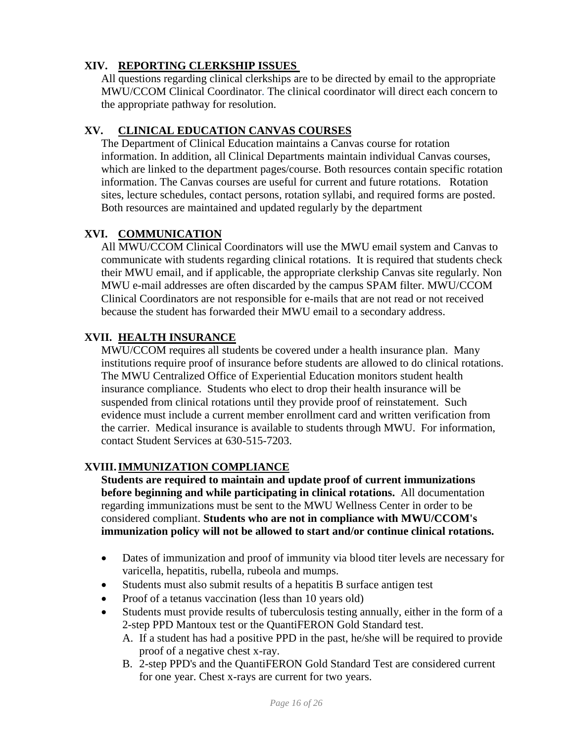## XIV. REPORTING CLERKSHIP ISSUES

All questions regarding clinical clerkships are to be directed by email to the appropriate MWU/CCOM Clinical Coordinator. The clinical coordinator will direct each concern to the appropriate pathway for resolution.

## XV. CLINICAL EDUCATION CANVAS COURSES

The Department of Clinical Education maintains a Canvas course for rotation information. In addition, all Clinical Departments maintain individual Canvas courses, which are linked to the department pages/course. Both resources contain specific rotation information. The Canvas courses are useful for current and future rotations. Rotation sites, lecture schedules, contact persons, rotation syllabi, and required forms are posted. Both resources are maintained and updated regularly by the department

## XVI. COMMUNICATION

All MWU/CCOM Clinical Coordinators will use the MWU email system and Canvas to communicate with students regarding clinical rotations. It is required that students check their MWU email, and if applicable, the appropriate clerkship Canvas site regularly. Non MWU e-mail addresses are often discarded by the campus SPAM filter. MWU/CCOM Clinical Coordinators are not responsible for e-mails that are not read or not received because the student has forwarded their MWU email to a secondary address.

## XVII. HEALTH INSURANCE

MWU/CCOM requires all students be covered under a health insurance plan. Many institutions require proof of insurance before students are allowed to do clinical rotations. The MWU Centralized Office of Experiential Education monitors student health insurance compliance. Students who elect to drop their health insurance will be suspended from clinical rotations until they provide proof of reinstatement. Such evidence must include a current member enrollment card and written verification from the carrier. Medical insurance is available to students through MWU. For information, contact Student Services at 630-515-7203.

## XVIII. IMMUNIZATION COMPLIANCE

**Students are required to maintain and update proof of current immunizations before beginning and while participating in clinical rotations.** All documentation regarding immunizations must be sent to the MWU Wellness Center in order to be considered compliant. **Students who are not in compliance with MWU/CCOM's immunization policy will not be allowed to start and/or continue clinical rotations.**

- Dates of immunization and proof of immunity via blood titer levels are necessary for varicella, hepatitis, rubella, rubeola and mumps.
- Students must also submit results of a hepatitis B surface antigen test
- Proof of a tetanus vaccination (less than 10 years old)
- Students must provide results of tuberculosis testing annually, either in the form of a 2-step PPD Mantoux test or the QuantiFERON Gold Standard test.
  - A. If a student has had a positive PPD in the past, he/she will be required to provide proof of a negative chest x-ray.
  - B. 2-step PPD's and the QuantiFERON Gold Standard Test are considered current for one year. Chest x-rays are current for two years.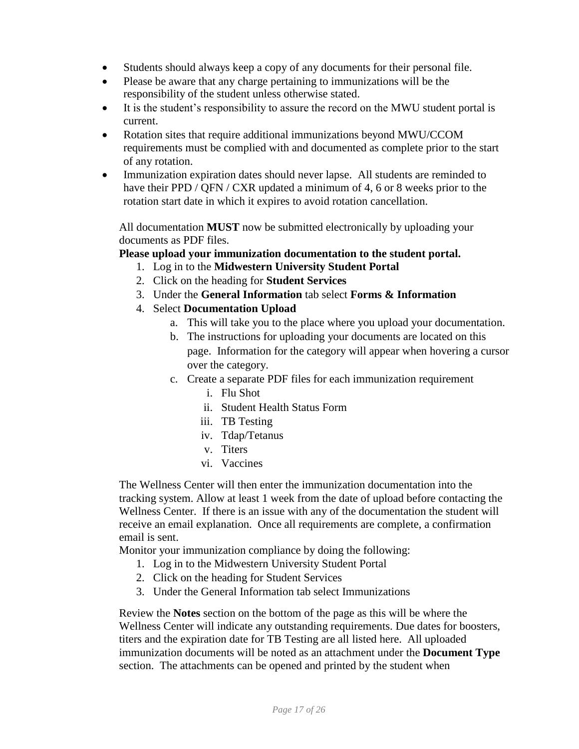- Students should always keep a copy of any documents for their personal file.
- Please be aware that any charge pertaining to immunizations will be the responsibility of the student unless otherwise stated.
- It is the student's responsibility to assure the record on the MWU student portal is current.
- Rotation sites that require additional immunizations beyond MWU/CCOM requirements must be complied with and documented as complete prior to the start of any rotation.
- Immunization expiration dates should never lapse. All students are reminded to have their PPD / QFN / CXR updated a minimum of 4, 6 or 8 weeks prior to the rotation start date in which it expires to avoid rotation cancellation.

All documentation **MUST** now be submitted electronically by uploading your documents as PDF files.

**Please upload your immunization documentation to the student portal.**

1. Log in to the **Midwestern University Student Portal**
2. Click on the heading for **Student Services**
3. Under the **General Information** tab select **Forms & Information**
4. Select **Documentation Upload**
   a. This will take you to the place where you upload your documentation.
   b. The instructions for uploading your documents are located on this page. Information for the category will appear when hovering a cursor over the category.
   c. Create a separate PDF files for each immunization requirement
      i. Flu Shot
      ii. Student Health Status Form
      iii. TB Testing
      iv. Tdap/Tetanus
      v. Titers
      vi. Vaccines

The Wellness Center will then enter the immunization documentation into the tracking system. Allow at least 1 week from the date of upload before contacting the Wellness Center. If there is an issue with any of the documentation the student will receive an email explanation. Once all requirements are complete, a confirmation email is sent.

Monitor your immunization compliance by doing the following:

1. Log in to the Midwestern University Student Portal
2. Click on the heading for Student Services
3. Under the General Information tab select Immunizations

Review the **Notes** section on the bottom of the page as this will be where the Wellness Center will indicate any outstanding requirements. Due dates for boosters, titers and the expiration date for TB Testing are all listed here. All uploaded immunization documents will be noted as an attachment under the **Document Type** section. The attachments can be opened and printed by the student when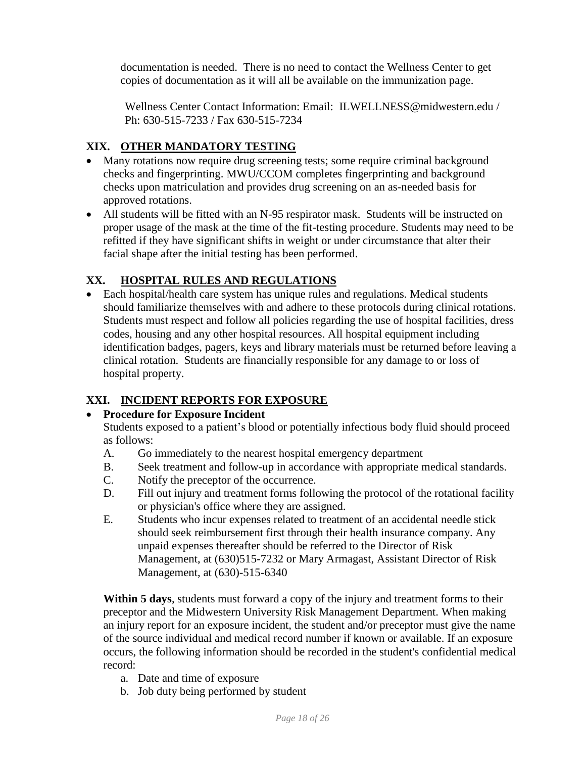documentation is needed. There is no need to contact the Wellness Center to get copies of documentation as it will all be available on the immunization page.

Wellness Center Contact Information: Email: ILWELLNESS@midwestern.edu / Ph: 630-515-7233 / Fax 630-515-7234

## XIX. OTHER MANDATORY TESTING

- Many rotations now require drug screening tests; some require criminal background checks and fingerprinting. MWU/CCOM completes fingerprinting and background checks upon matriculation and provides drug screening on an as-needed basis for approved rotations.
- All students will be fitted with an N-95 respirator mask. Students will be instructed on proper usage of the mask at the time of the fit-testing procedure. Students may need to be refitted if they have significant shifts in weight or under circumstance that alter their facial shape after the initial testing has been performed.

## XX. HOSPITAL RULES AND REGULATIONS

- Each hospital/health care system has unique rules and regulations. Medical students should familiarize themselves with and adhere to these protocols during clinical rotations. Students must respect and follow all policies regarding the use of hospital facilities, dress codes, housing and any other hospital resources. All hospital equipment including identification badges, pagers, keys and library materials must be returned before leaving a clinical rotation. Students are financially responsible for any damage to or loss of hospital property.

## XXI. INCIDENT REPORTS FOR EXPOSURE

- **Procedure for Exposure Incident**

  Students exposed to a patient's blood or potentially infectious body fluid should proceed as follows:

  A. Go immediately to the nearest hospital emergency department

  B. Seek treatment and follow-up in accordance with appropriate medical standards.

  C. Notify the preceptor of the occurrence.

  D. Fill out injury and treatment forms following the protocol of the rotational facility or physician's office where they are assigned.

  E. Students who incur expenses related to treatment of an accidental needle stick should seek reimbursement first through their health insurance company. Any unpaid expenses thereafter should be referred to the Director of Risk Management, at (630)515-7232 or Mary Armagast, Assistant Director of Risk Management, at (630)-515-6340

  **Within 5 days**, students must forward a copy of the injury and treatment forms to their preceptor and the Midwestern University Risk Management Department. When making an injury report for an exposure incident, the student and/or preceptor must give the name of the source individual and medical record number if known or available. If an exposure occurs, the following information should be recorded in the student's confidential medical record:

  a. Date and time of exposure

  b. Job duty being performed by student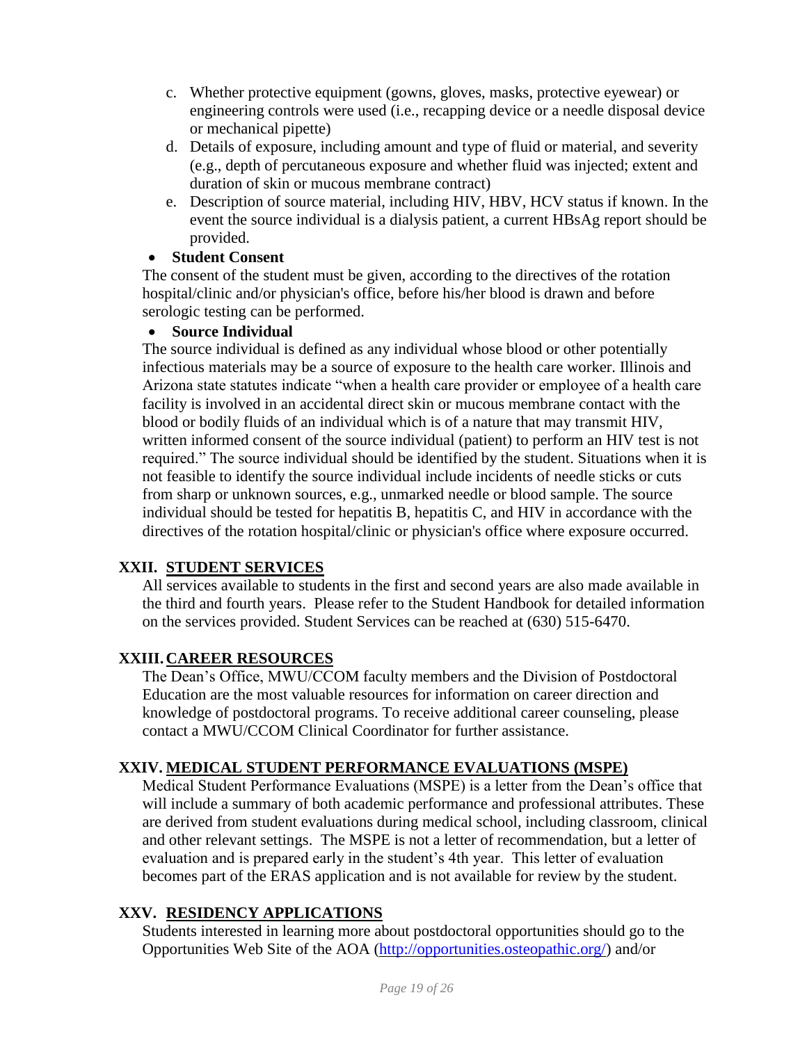c. Whether protective equipment (gowns, gloves, masks, protective eyewear) or engineering controls were used (i.e., recapping device or a needle disposal device or mechanical pipette)
d. Details of exposure, including amount and type of fluid or material, and severity (e.g., depth of percutaneous exposure and whether fluid was injected; extent and duration of skin or mucous membrane contract)
e. Description of source material, including HIV, HBV, HCV status if known. In the event the source individual is a dialysis patient, a current HBsAg report should be provided.

- **Student Consent**

The consent of the student must be given, according to the directives of the rotation hospital/clinic and/or physician's office, before his/her blood is drawn and before serologic testing can be performed.

- **Source Individual**

The source individual is defined as any individual whose blood or other potentially infectious materials may be a source of exposure to the health care worker. Illinois and Arizona state statutes indicate "when a health care provider or employee of a health care facility is involved in an accidental direct skin or mucous membrane contact with the blood or bodily fluids of an individual which is of a nature that may transmit HIV, written informed consent of the source individual (patient) to perform an HIV test is not required." The source individual should be identified by the student. Situations when it is not feasible to identify the source individual include incidents of needle sticks or cuts from sharp or unknown sources, e.g., unmarked needle or blood sample. The source individual should be tested for hepatitis B, hepatitis C, and HIV in accordance with the directives of the rotation hospital/clinic or physician's office where exposure occurred.

## XXII. STUDENT SERVICES

All services available to students in the first and second years are also made available in the third and fourth years. Please refer to the Student Handbook for detailed information on the services provided. Student Services can be reached at (630) 515-6470.

## XXIII. CAREER RESOURCES

The Dean's Office, MWU/CCOM faculty members and the Division of Postdoctoral Education are the most valuable resources for information on career direction and knowledge of postdoctoral programs. To receive additional career counseling, please contact a MWU/CCOM Clinical Coordinator for further assistance.

## XXIV. MEDICAL STUDENT PERFORMANCE EVALUATIONS (MSPE)

Medical Student Performance Evaluations (MSPE) is a letter from the Dean's office that will include a summary of both academic performance and professional attributes. These are derived from student evaluations during medical school, including classroom, clinical and other relevant settings. The MSPE is not a letter of recommendation, but a letter of evaluation and is prepared early in the student's 4th year. This letter of evaluation becomes part of the ERAS application and is not available for review by the student.

## XXV. RESIDENCY APPLICATIONS

Students interested in learning more about postdoctoral opportunities should go to the Opportunities Web Site of the AOA (http://opportunities.osteopathic.org/) and/or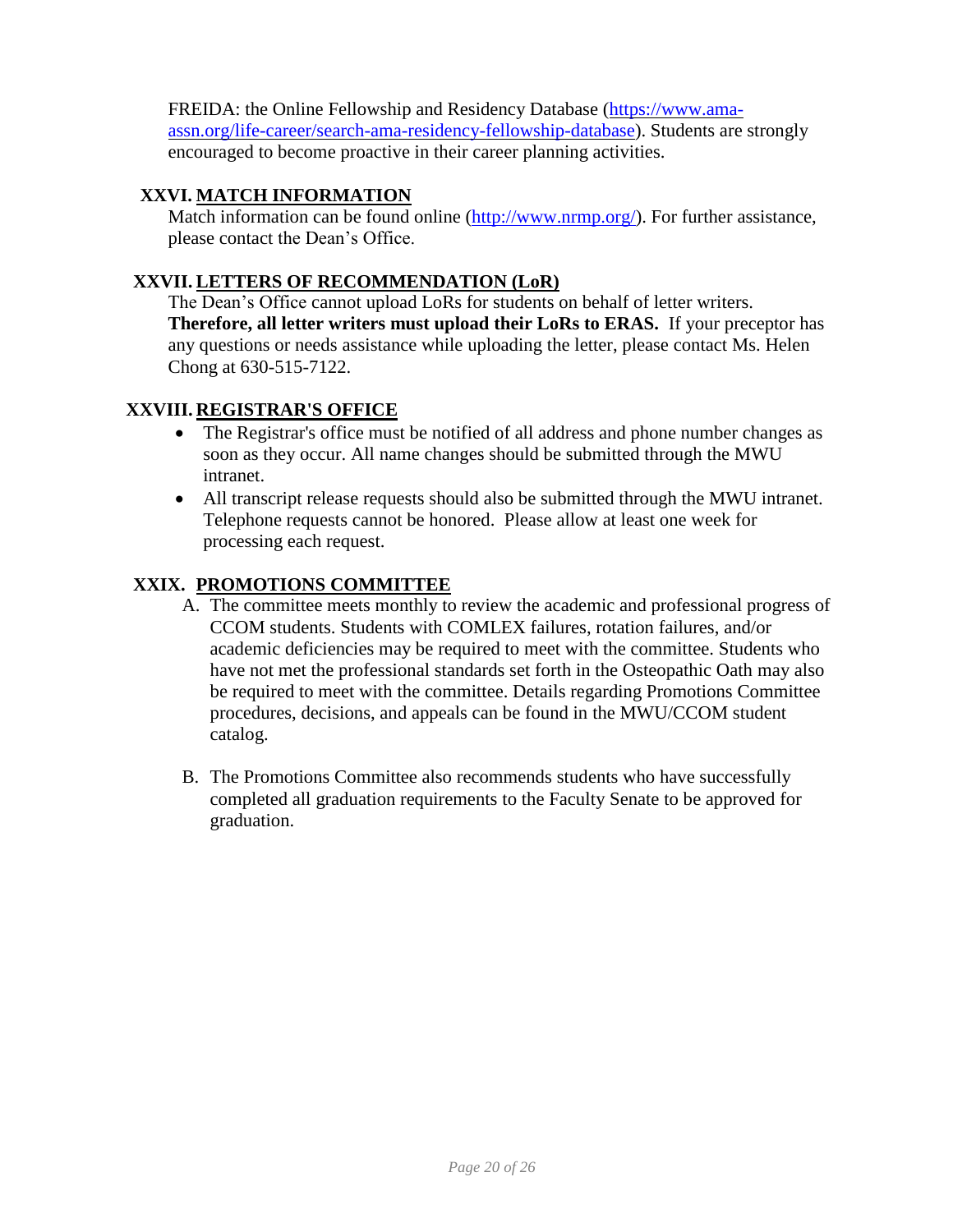FREIDA: the Online Fellowship and Residency Database (https://www.ama-assn.org/life-career/search-ama-residency-fellowship-database). Students are strongly encouraged to become proactive in their career planning activities.

## XXVI. MATCH INFORMATION

Match information can be found online (http://www.nrmp.org/). For further assistance, please contact the Dean's Office.

## XXVII. LETTERS OF RECOMMENDATION (LoR)

The Dean's Office cannot upload LoRs for students on behalf of letter writers. **Therefore, all letter writers must upload their LoRs to ERAS.** If your preceptor has any questions or needs assistance while uploading the letter, please contact Ms. Helen Chong at 630-515-7122.

## XXVIII. REGISTRAR'S OFFICE

- The Registrar's office must be notified of all address and phone number changes as soon as they occur. All name changes should be submitted through the MWU intranet.
- All transcript release requests should also be submitted through the MWU intranet. Telephone requests cannot be honored. Please allow at least one week for processing each request.

## XXIX. PROMOTIONS COMMITTEE

A. The committee meets monthly to review the academic and professional progress of CCOM students. Students with COMLEX failures, rotation failures, and/or academic deficiencies may be required to meet with the committee. Students who have not met the professional standards set forth in the Osteopathic Oath may also be required to meet with the committee. Details regarding Promotions Committee procedures, decisions, and appeals can be found in the MWU/CCOM student catalog.

B. The Promotions Committee also recommends students who have successfully completed all graduation requirements to the Faculty Senate to be approved for graduation.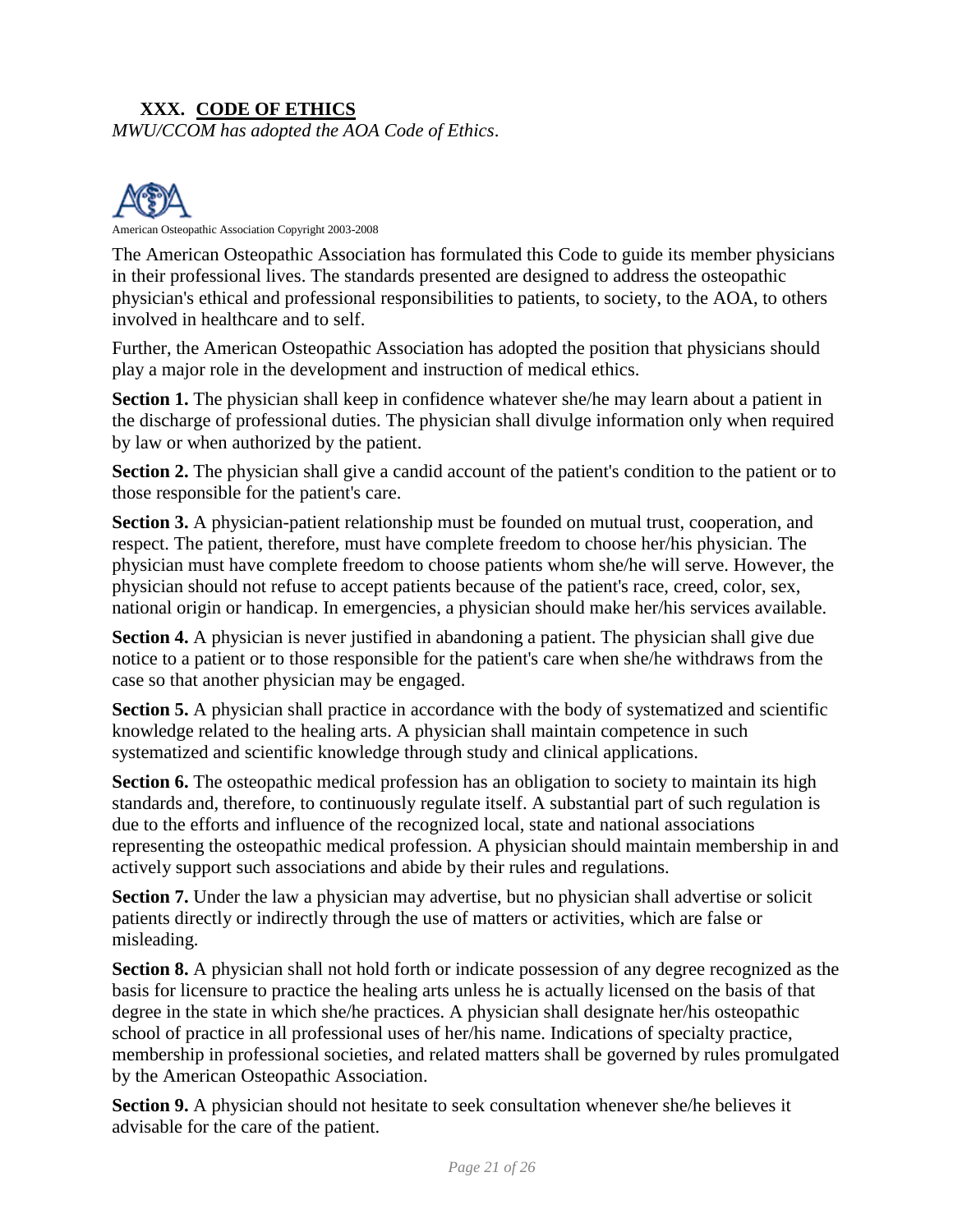## XXX. CODE OF ETHICS

*MWU/CCOM has adopted the AOA Code of Ethics*.

American Osteopathic Association Copyright 2003-2008

The American Osteopathic Association has formulated this Code to guide its member physicians in their professional lives. The standards presented are designed to address the osteopathic physician's ethical and professional responsibilities to patients, to society, to the AOA, to others involved in healthcare and to self.

Further, the American Osteopathic Association has adopted the position that physicians should play a major role in the development and instruction of medical ethics.

**Section 1.** The physician shall keep in confidence whatever she/he may learn about a patient in the discharge of professional duties. The physician shall divulge information only when required by law or when authorized by the patient.

**Section 2.** The physician shall give a candid account of the patient's condition to the patient or to those responsible for the patient's care.

**Section 3.** A physician-patient relationship must be founded on mutual trust, cooperation, and respect. The patient, therefore, must have complete freedom to choose her/his physician. The physician must have complete freedom to choose patients whom she/he will serve. However, the physician should not refuse to accept patients because of the patient's race, creed, color, sex, national origin or handicap. In emergencies, a physician should make her/his services available.

**Section 4.** A physician is never justified in abandoning a patient. The physician shall give due notice to a patient or to those responsible for the patient's care when she/he withdraws from the case so that another physician may be engaged.

**Section 5.** A physician shall practice in accordance with the body of systematized and scientific knowledge related to the healing arts. A physician shall maintain competence in such systematized and scientific knowledge through study and clinical applications.

**Section 6.** The osteopathic medical profession has an obligation to society to maintain its high standards and, therefore, to continuously regulate itself. A substantial part of such regulation is due to the efforts and influence of the recognized local, state and national associations representing the osteopathic medical profession. A physician should maintain membership in and actively support such associations and abide by their rules and regulations.

**Section 7.** Under the law a physician may advertise, but no physician shall advertise or solicit patients directly or indirectly through the use of matters or activities, which are false or misleading.

**Section 8.** A physician shall not hold forth or indicate possession of any degree recognized as the basis for licensure to practice the healing arts unless he is actually licensed on the basis of that degree in the state in which she/he practices. A physician shall designate her/his osteopathic school of practice in all professional uses of her/his name. Indications of specialty practice, membership in professional societies, and related matters shall be governed by rules promulgated by the American Osteopathic Association.

**Section 9.** A physician should not hesitate to seek consultation whenever she/he believes it advisable for the care of the patient.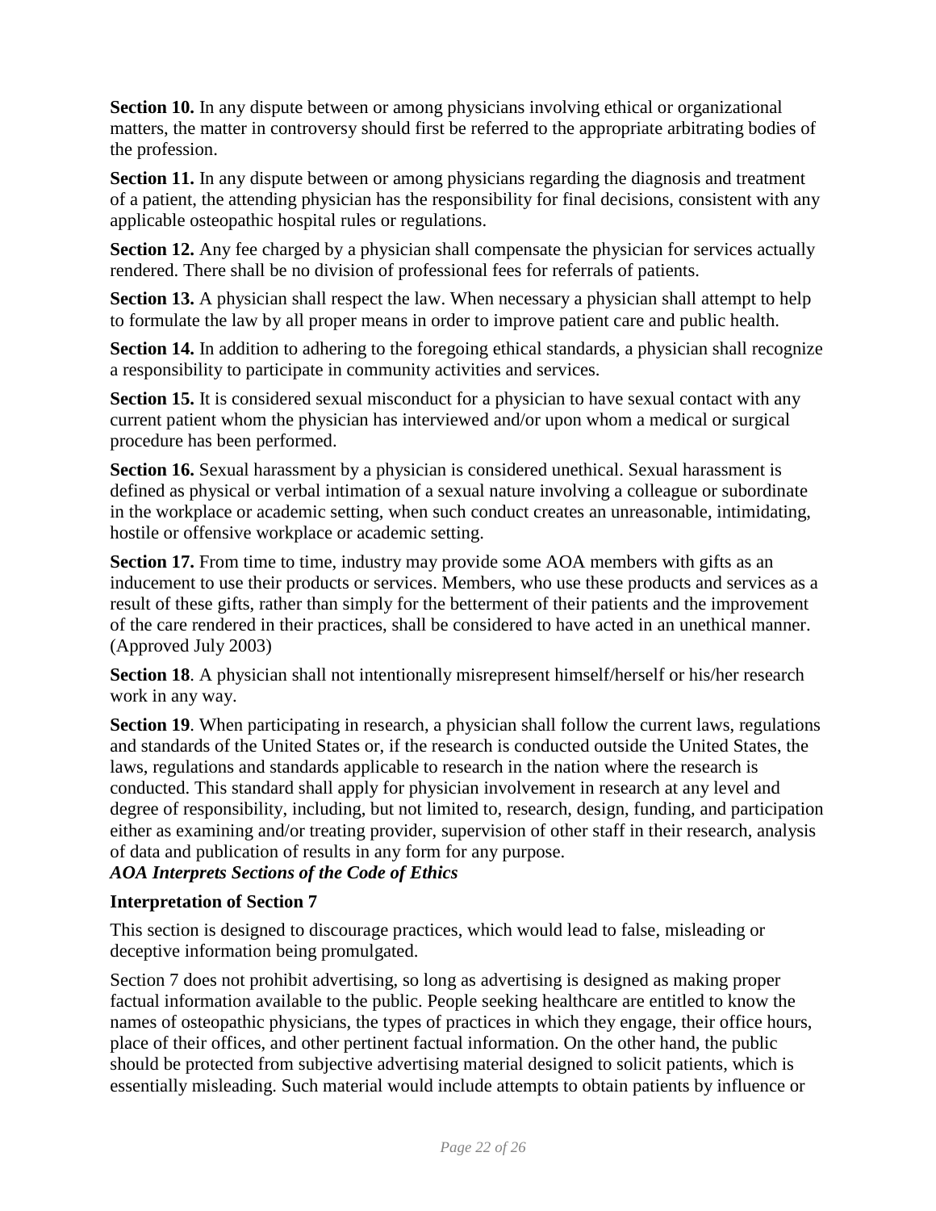**Section 10.** In any dispute between or among physicians involving ethical or organizational matters, the matter in controversy should first be referred to the appropriate arbitrating bodies of the profession.

**Section 11.** In any dispute between or among physicians regarding the diagnosis and treatment of a patient, the attending physician has the responsibility for final decisions, consistent with any applicable osteopathic hospital rules or regulations.

**Section 12.** Any fee charged by a physician shall compensate the physician for services actually rendered. There shall be no division of professional fees for referrals of patients.

**Section 13.** A physician shall respect the law. When necessary a physician shall attempt to help to formulate the law by all proper means in order to improve patient care and public health.

**Section 14.** In addition to adhering to the foregoing ethical standards, a physician shall recognize a responsibility to participate in community activities and services.

**Section 15.** It is considered sexual misconduct for a physician to have sexual contact with any current patient whom the physician has interviewed and/or upon whom a medical or surgical procedure has been performed.

**Section 16.** Sexual harassment by a physician is considered unethical. Sexual harassment is defined as physical or verbal intimation of a sexual nature involving a colleague or subordinate in the workplace or academic setting, when such conduct creates an unreasonable, intimidating, hostile or offensive workplace or academic setting.

**Section 17.** From time to time, industry may provide some AOA members with gifts as an inducement to use their products or services. Members, who use these products and services as a result of these gifts, rather than simply for the betterment of their patients and the improvement of the care rendered in their practices, shall be considered to have acted in an unethical manner. (Approved July 2003)

**Section 18**. A physician shall not intentionally misrepresent himself/herself or his/her research work in any way.

**Section 19**. When participating in research, a physician shall follow the current laws, regulations and standards of the United States or, if the research is conducted outside the United States, the laws, regulations and standards applicable to research in the nation where the research is conducted. This standard shall apply for physician involvement in research at any level and degree of responsibility, including, but not limited to, research, design, funding, and participation either as examining and/or treating provider, supervision of other staff in their research, analysis of data and publication of results in any form for any purpose.

***AOA Interprets Sections of the Code of Ethics***

**Interpretation of Section 7**

This section is designed to discourage practices, which would lead to false, misleading or deceptive information being promulgated.

Section 7 does not prohibit advertising, so long as advertising is designed as making proper factual information available to the public. People seeking healthcare are entitled to know the names of osteopathic physicians, the types of practices in which they engage, their office hours, place of their offices, and other pertinent factual information. On the other hand, the public should be protected from subjective advertising material designed to solicit patients, which is essentially misleading. Such material would include attempts to obtain patients by influence or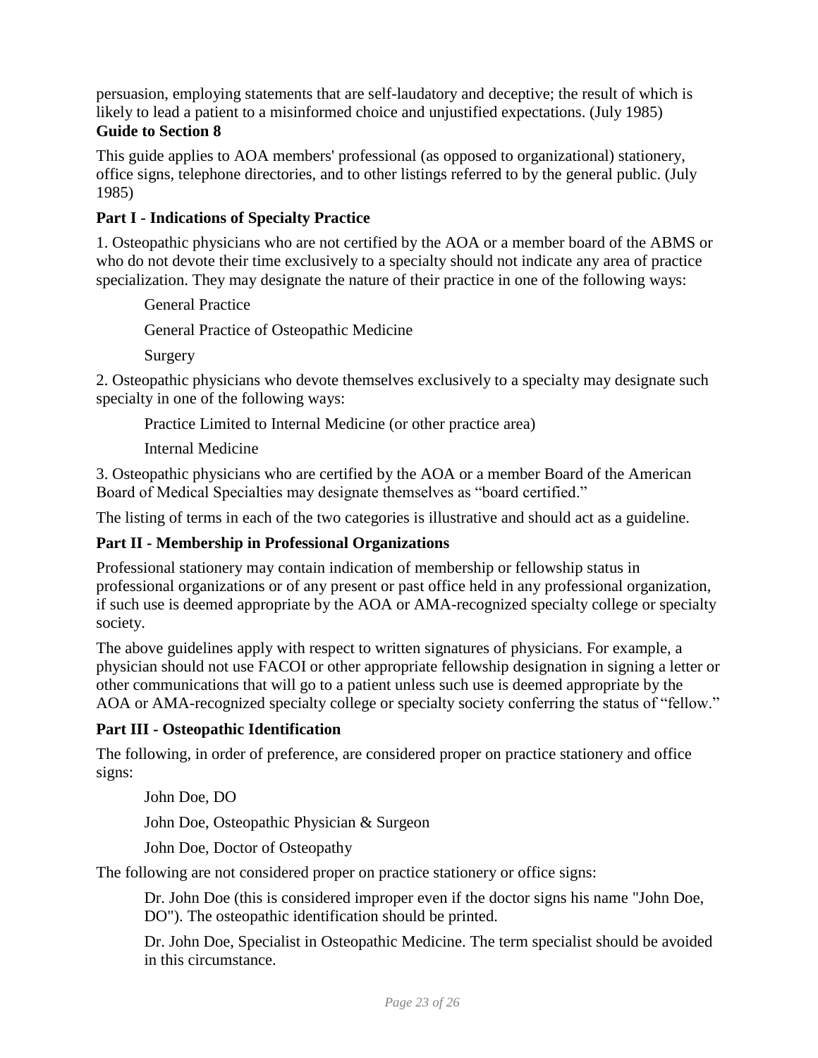persuasion, employing statements that are self-laudatory and deceptive; the result of which is likely to lead a patient to a misinformed choice and unjustified expectations. (July 1985)

**Guide to Section 8**

This guide applies to AOA members' professional (as opposed to organizational) stationery, office signs, telephone directories, and to other listings referred to by the general public. (July 1985)

**Part I - Indications of Specialty Practice**

1. Osteopathic physicians who are not certified by the AOA or a member board of the ABMS or who do not devote their time exclusively to a specialty should not indicate any area of practice specialization. They may designate the nature of their practice in one of the following ways:

> General Practice
>
> General Practice of Osteopathic Medicine
>
> Surgery

2. Osteopathic physicians who devote themselves exclusively to a specialty may designate such specialty in one of the following ways:

> Practice Limited to Internal Medicine (or other practice area)
>
> Internal Medicine

3. Osteopathic physicians who are certified by the AOA or a member Board of the American Board of Medical Specialties may designate themselves as "board certified."

The listing of terms in each of the two categories is illustrative and should act as a guideline.

**Part II - Membership in Professional Organizations**

Professional stationery may contain indication of membership or fellowship status in professional organizations or of any present or past office held in any professional organization, if such use is deemed appropriate by the AOA or AMA-recognized specialty college or specialty society.

The above guidelines apply with respect to written signatures of physicians. For example, a physician should not use FACOI or other appropriate fellowship designation in signing a letter or other communications that will go to a patient unless such use is deemed appropriate by the AOA or AMA-recognized specialty college or specialty society conferring the status of "fellow."

**Part III - Osteopathic Identification**

The following, in order of preference, are considered proper on practice stationery and office signs:

> John Doe, DO
>
> John Doe, Osteopathic Physician & Surgeon
>
> John Doe, Doctor of Osteopathy

The following are not considered proper on practice stationery or office signs:

> Dr. John Doe (this is considered improper even if the doctor signs his name "John Doe, DO"). The osteopathic identification should be printed.
>
> Dr. John Doe, Specialist in Osteopathic Medicine. The term specialist should be avoided in this circumstance.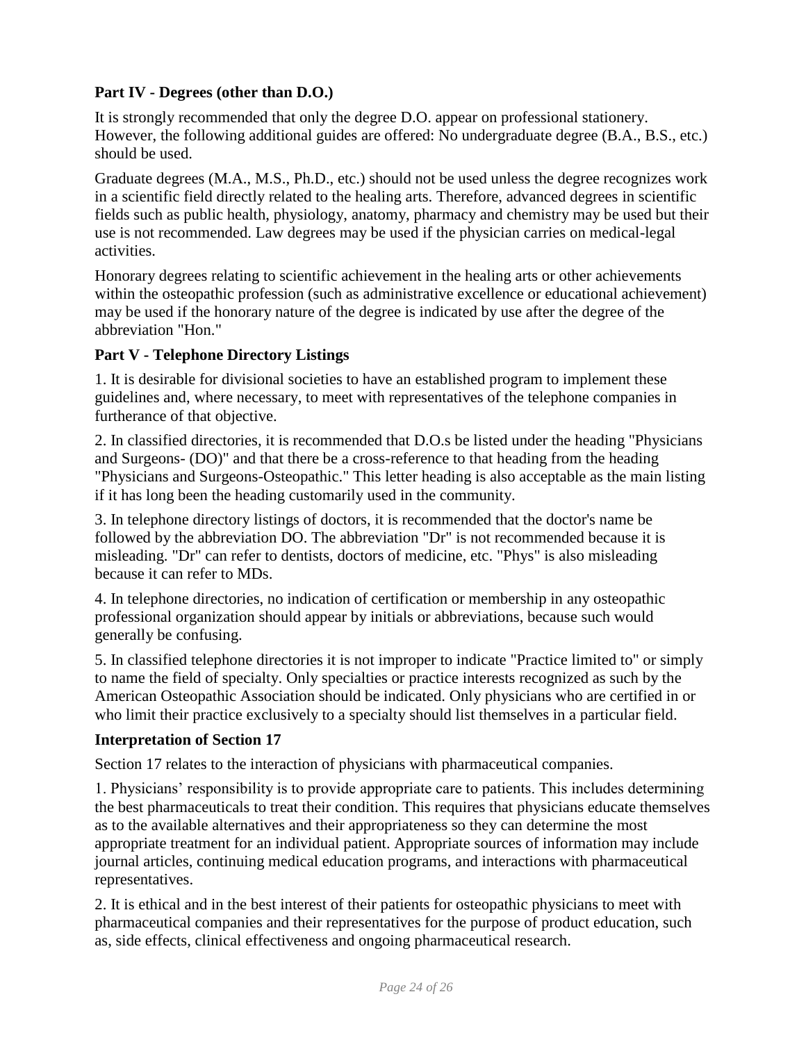**Part IV - Degrees (other than D.O.)**

It is strongly recommended that only the degree D.O. appear on professional stationery. However, the following additional guides are offered: No undergraduate degree (B.A., B.S., etc.) should be used.

Graduate degrees (M.A., M.S., Ph.D., etc.) should not be used unless the degree recognizes work in a scientific field directly related to the healing arts. Therefore, advanced degrees in scientific fields such as public health, physiology, anatomy, pharmacy and chemistry may be used but their use is not recommended. Law degrees may be used if the physician carries on medical-legal activities.

Honorary degrees relating to scientific achievement in the healing arts or other achievements within the osteopathic profession (such as administrative excellence or educational achievement) may be used if the honorary nature of the degree is indicated by use after the degree of the abbreviation "Hon."

**Part V - Telephone Directory Listings**

1. It is desirable for divisional societies to have an established program to implement these guidelines and, where necessary, to meet with representatives of the telephone companies in furtherance of that objective.

2. In classified directories, it is recommended that D.O.s be listed under the heading "Physicians and Surgeons- (DO)" and that there be a cross-reference to that heading from the heading "Physicians and Surgeons-Osteopathic." This letter heading is also acceptable as the main listing if it has long been the heading customarily used in the community.

3. In telephone directory listings of doctors, it is recommended that the doctor's name be followed by the abbreviation DO. The abbreviation "Dr" is not recommended because it is misleading. "Dr" can refer to dentists, doctors of medicine, etc. "Phys" is also misleading because it can refer to MDs.

4. In telephone directories, no indication of certification or membership in any osteopathic professional organization should appear by initials or abbreviations, because such would generally be confusing.

5. In classified telephone directories it is not improper to indicate "Practice limited to" or simply to name the field of specialty. Only specialties or practice interests recognized as such by the American Osteopathic Association should be indicated. Only physicians who are certified in or who limit their practice exclusively to a specialty should list themselves in a particular field.

**Interpretation of Section 17**

Section 17 relates to the interaction of physicians with pharmaceutical companies.

1. Physicians' responsibility is to provide appropriate care to patients. This includes determining the best pharmaceuticals to treat their condition. This requires that physicians educate themselves as to the available alternatives and their appropriateness so they can determine the most appropriate treatment for an individual patient. Appropriate sources of information may include journal articles, continuing medical education programs, and interactions with pharmaceutical representatives.

2. It is ethical and in the best interest of their patients for osteopathic physicians to meet with pharmaceutical companies and their representatives for the purpose of product education, such as, side effects, clinical effectiveness and ongoing pharmaceutical research.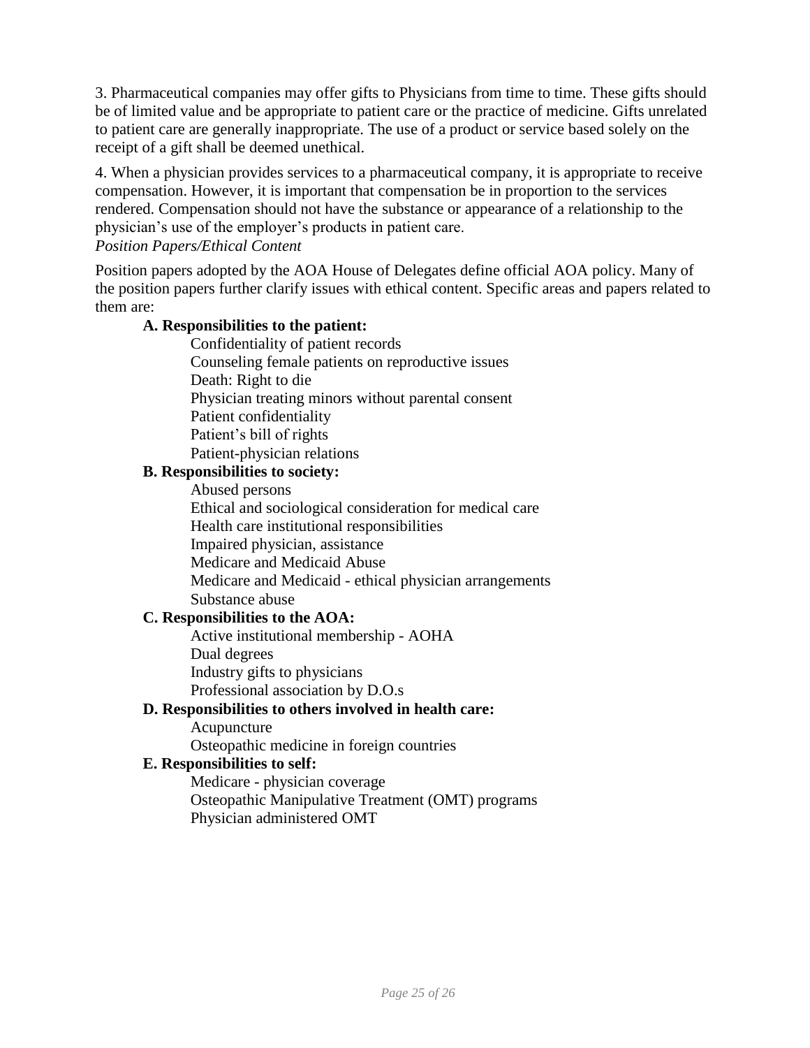3. Pharmaceutical companies may offer gifts to Physicians from time to time. These gifts should be of limited value and be appropriate to patient care or the practice of medicine. Gifts unrelated to patient care are generally inappropriate. The use of a product or service based solely on the receipt of a gift shall be deemed unethical.

4. When a physician provides services to a pharmaceutical company, it is appropriate to receive compensation. However, it is important that compensation be in proportion to the services rendered. Compensation should not have the substance or appearance of a relationship to the physician's use of the employer's products in patient care.

*Position Papers/Ethical Content*

Position papers adopted by the AOA House of Delegates define official AOA policy. Many of the position papers further clarify issues with ethical content. Specific areas and papers related to them are:

**A. Responsibilities to the patient:**

- Confidentiality of patient records
- Counseling female patients on reproductive issues
- Death: Right to die
- Physician treating minors without parental consent
- Patient confidentiality
- Patient's bill of rights
- Patient-physician relations

**B. Responsibilities to society:**

- Abused persons
- Ethical and sociological consideration for medical care
- Health care institutional responsibilities
- Impaired physician, assistance
- Medicare and Medicaid Abuse
- Medicare and Medicaid - ethical physician arrangements
- Substance abuse

**C. Responsibilities to the AOA:**

- Active institutional membership - AOHA
- Dual degrees
- Industry gifts to physicians
- Professional association by D.O.s

**D. Responsibilities to others involved in health care:**

- Acupuncture
- Osteopathic medicine in foreign countries

**E. Responsibilities to self:**

- Medicare - physician coverage
- Osteopathic Manipulative Treatment (OMT) programs
- Physician administered OMT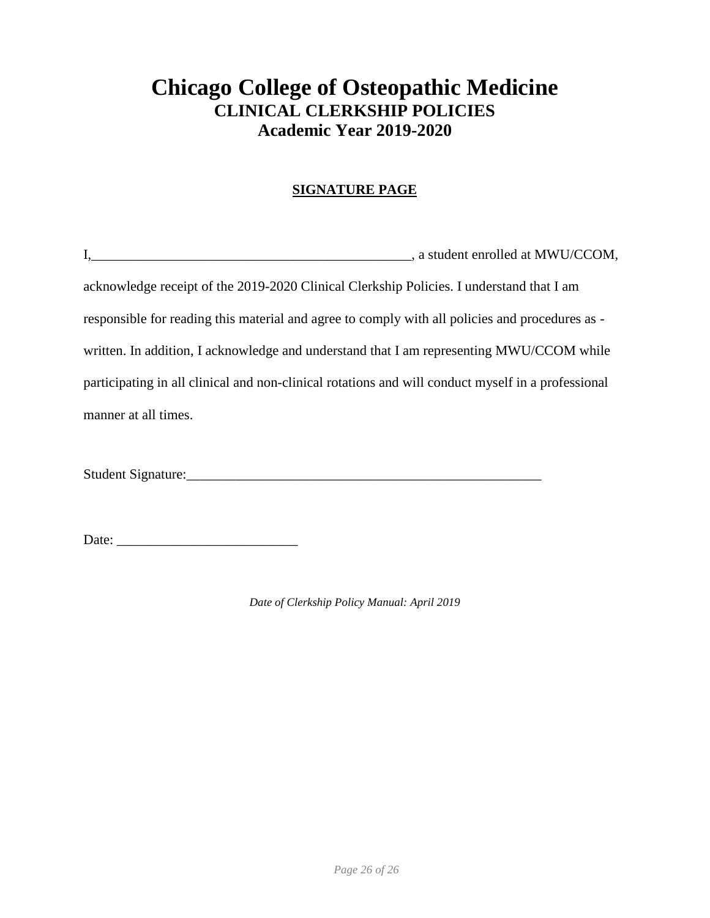# Chicago College of Osteopathic Medicine

## CLINICAL CLERKSHIP POLICIES

## Academic Year 2019-2020

**SIGNATURE PAGE**

I,_______________________________________________, a student enrolled at MWU/CCOM, acknowledge receipt of the 2019-2020 Clinical Clerkship Policies. I understand that I am responsible for reading this material and agree to comply with all policies and procedures as -written. In addition, I acknowledge and understand that I am representing MWU/CCOM while participating in all clinical and non-clinical rotations and will conduct myself in a professional manner at all times.

Student Signature:_____________________________________________________

Date: _________________________

*Date of Clerkship Policy Manual: April 2019*